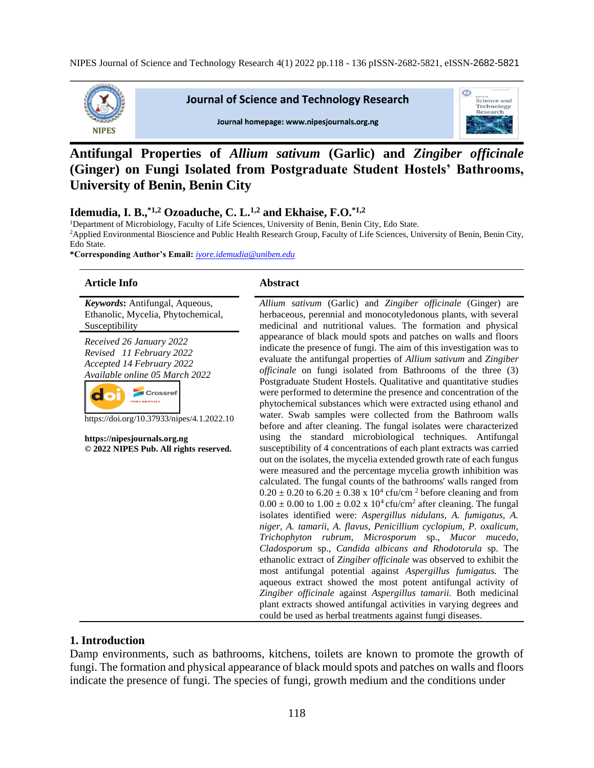# Antifungal Properties of *Allium sativum* (Garlic) and *Zingiber officinale* (Ginger) on Fungi Isolated from Postgraduate Student Hostels' Bathrooms, University of Benin, Benin City

**Idemudia, I. B.,[*1,2] Ozoaduche, C. L.[1,2] and Ekhaise, F.O.[*1,2]**

[1]Department of Microbiology, Faculty of Life Sciences, University of Benin, Benin City, Edo State.

[2]Applied Environmental Bioscience and Public Health Research Group, Faculty of Life Sciences, University of Benin, Benin City, Edo State.

**\*Corresponding Author's Email:** iyore.idemudia@uniben.edu

## Article Info

***Keywords*:** Antifungal, Aqueous, Ethanolic, Mycelia, Phytochemical, Susceptibility

*Received 26 January 2022*
*Revised 11 February 2022*
*Accepted 14 February 2022*
*Available online 05 March 2022*

https://doi.org/10.37933/nipes/4.1.2022.10

**https://nipesjournals.org.ng**
**© 2022 NIPES Pub. All rights reserved.**

## Abstract

*Allium sativum* (Garlic) and *Zingiber officinale* (Ginger) are herbaceous, perennial and monocotyledonous plants, with several medicinal and nutritional values. The formation and physical appearance of black mould spots and patches on walls and floors indicate the presence of fungi. The aim of this investigation was to evaluate the antifungal properties of *Allium sativum* and *Zingiber officinale* on fungi isolated from Bathrooms of the three (3) Postgraduate Student Hostels. Qualitative and quantitative studies were performed to determine the presence and concentration of the phytochemical substances which were extracted using ethanol and water. Swab samples were collected from the Bathroom walls before and after cleaning. The fungal isolates were characterized using the standard microbiological techniques. Antifungal susceptibility of 4 concentrations of each plant extracts was carried out on the isolates, the mycelia extended growth rate of each fungus were measured and the percentage mycelia growth inhibition was calculated. The fungal counts of the bathrooms' walls ranged from $0.20 \pm 0.20$ to $6.20 \pm 0.38 \times 10^4$ cfu/cm$^2$ before cleaning and from $0.00 \pm 0.00$ to $1.00 \pm 0.02 \times 10^4$ cfu/cm$^2$ after cleaning. The fungal isolates identified were: *Aspergillus nidulans, A. fumigatus, A. niger, A. tamarii, A. flavus, Penicillium cyclopium, P. oxalicum, Trichophyton rubrum, Microsporum* sp., *Mucor mucedo, Cladosporum* sp., *Candida albicans and Rhodotorula* sp. The ethanolic extract of *Zingiber officinale* was observed to exhibit the most antifungal potential against *Aspergillus fumigatus.* The aqueous extract showed the most potent antifungal activity of *Zingiber officinale* against *Aspergillus tamarii.* Both medicinal plant extracts showed antifungal activities in varying degrees and could be used as herbal treatments against fungi diseases.

## 1. Introduction

Damp environments, such as bathrooms, kitchens, toilets are known to promote the growth of fungi. The formation and physical appearance of black mould spots and patches on walls and floors indicate the presence of fungi. The species of fungi, growth medium and the conditions under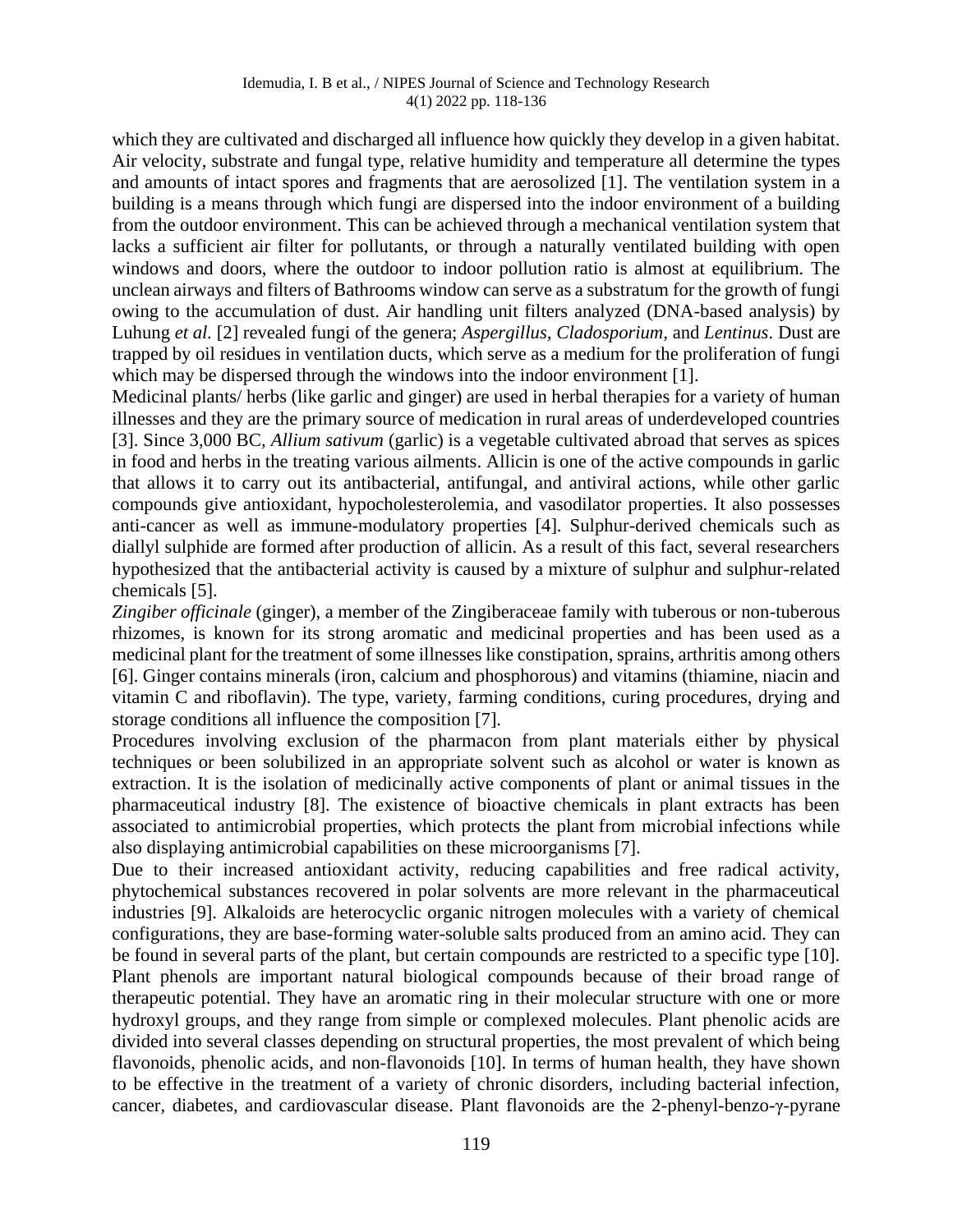which they are cultivated and discharged all influence how quickly they develop in a given habitat. Air velocity, substrate and fungal type, relative humidity and temperature all determine the types and amounts of intact spores and fragments that are aerosolized [1]. The ventilation system in a building is a means through which fungi are dispersed into the indoor environment of a building from the outdoor environment. This can be achieved through a mechanical ventilation system that lacks a sufficient air filter for pollutants, or through a naturally ventilated building with open windows and doors, where the outdoor to indoor pollution ratio is almost at equilibrium. The unclean airways and filters of Bathrooms window can serve as a substratum for the growth of fungi owing to the accumulation of dust. Air handling unit filters analyzed (DNA-based analysis) by Luhung *et al.* [2] revealed fungi of the genera; *Aspergillus, Cladosporium,* and *Lentinus*. Dust are trapped by oil residues in ventilation ducts, which serve as a medium for the proliferation of fungi which may be dispersed through the windows into the indoor environment [1].

Medicinal plants/ herbs (like garlic and ginger) are used in herbal therapies for a variety of human illnesses and they are the primary source of medication in rural areas of underdeveloped countries [3]. Since 3,000 BC, *Allium sativum* (garlic) is a vegetable cultivated abroad that serves as spices in food and herbs in the treating various ailments. Allicin is one of the active compounds in garlic that allows it to carry out its antibacterial, antifungal, and antiviral actions, while other garlic compounds give antioxidant, hypocholesterolemia, and vasodilator properties. It also possesses anti-cancer as well as immune-modulatory properties [4]. Sulphur-derived chemicals such as diallyl sulphide are formed after production of allicin. As a result of this fact, several researchers hypothesized that the antibacterial activity is caused by a mixture of sulphur and sulphur-related chemicals [5].

*Zingiber officinale* (ginger), a member of the Zingiberaceae family with tuberous or non-tuberous rhizomes, is known for its strong aromatic and medicinal properties and has been used as a medicinal plant for the treatment of some illnesses like constipation, sprains, arthritis among others [6]. Ginger contains minerals (iron, calcium and phosphorous) and vitamins (thiamine, niacin and vitamin C and riboflavin). The type, variety, farming conditions, curing procedures, drying and storage conditions all influence the composition [7].

Procedures involving exclusion of the pharmacon from plant materials either by physical techniques or been solubilized in an appropriate solvent such as alcohol or water is known as extraction. It is the isolation of medicinally active components of plant or animal tissues in the pharmaceutical industry [8]. The existence of bioactive chemicals in plant extracts has been associated to antimicrobial properties, which protects the plant from microbial infections while also displaying antimicrobial capabilities on these microorganisms [7].

Due to their increased antioxidant activity, reducing capabilities and free radical activity, phytochemical substances recovered in polar solvents are more relevant in the pharmaceutical industries [9]. Alkaloids are heterocyclic organic nitrogen molecules with a variety of chemical configurations, they are base-forming water-soluble salts produced from an amino acid. They can be found in several parts of the plant, but certain compounds are restricted to a specific type [10]. Plant phenols are important natural biological compounds because of their broad range of therapeutic potential. They have an aromatic ring in their molecular structure with one or more hydroxyl groups, and they range from simple or complexed molecules. Plant phenolic acids are divided into several classes depending on structural properties, the most prevalent of which being flavonoids, phenolic acids, and non-flavonoids [10]. In terms of human health, they have shown to be effective in the treatment of a variety of chronic disorders, including bacterial infection, cancer, diabetes, and cardiovascular disease. Plant flavonoids are the 2-phenyl-benzo-γ-pyrane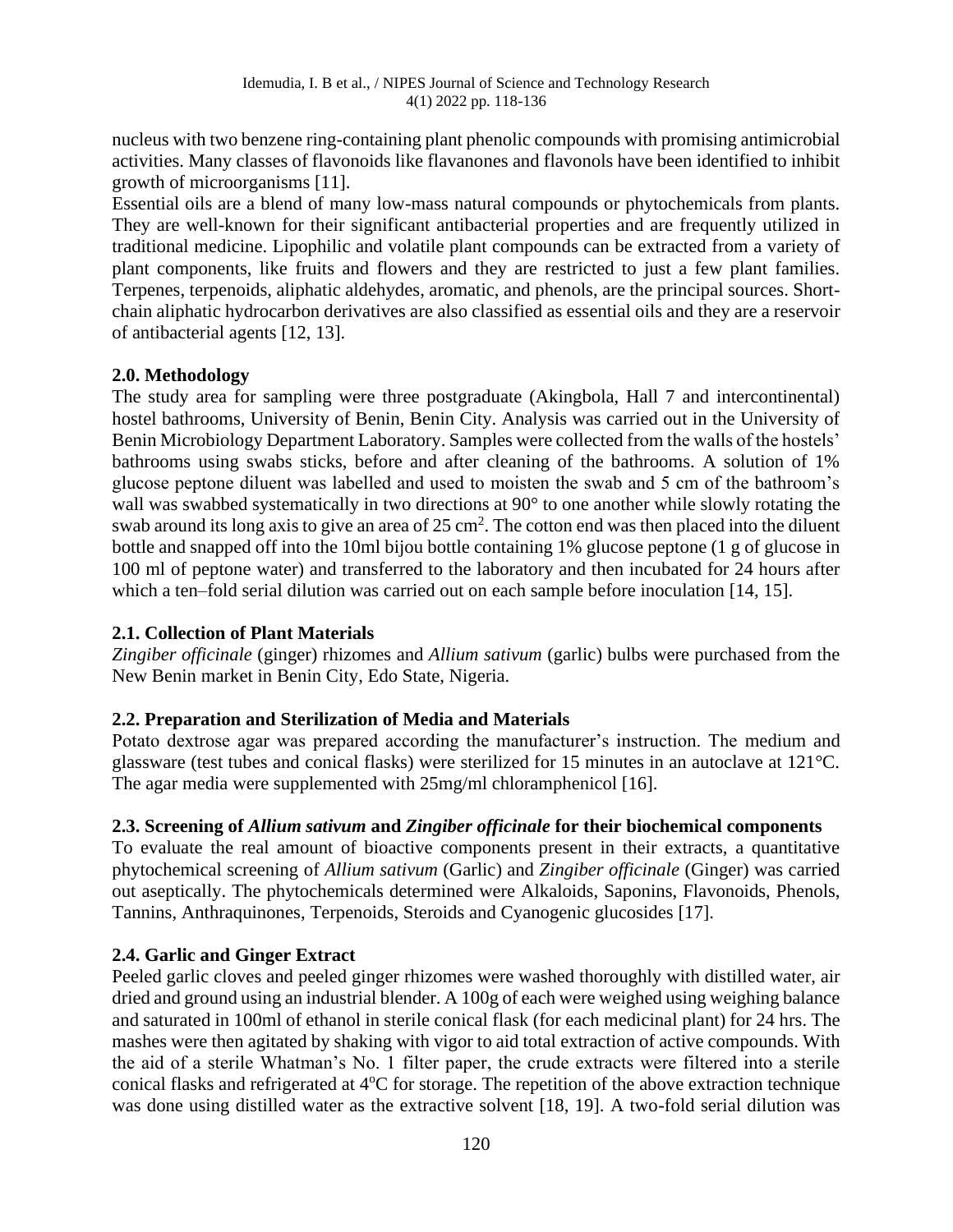nucleus with two benzene ring-containing plant phenolic compounds with promising antimicrobial activities. Many classes of flavonoids like flavanones and flavonols have been identified to inhibit growth of microorganisms [11].

Essential oils are a blend of many low-mass natural compounds or phytochemicals from plants. They are well-known for their significant antibacterial properties and are frequently utilized in traditional medicine. Lipophilic and volatile plant compounds can be extracted from a variety of plant components, like fruits and flowers and they are restricted to just a few plant families. Terpenes, terpenoids, aliphatic aldehydes, aromatic, and phenols, are the principal sources. Short-chain aliphatic hydrocarbon derivatives are also classified as essential oils and they are a reservoir of antibacterial agents [12, 13].

## 2.0. Methodology

The study area for sampling were three postgraduate (Akingbola, Hall 7 and intercontinental) hostel bathrooms, University of Benin, Benin City. Analysis was carried out in the University of Benin Microbiology Department Laboratory. Samples were collected from the walls of the hostels' bathrooms using swabs sticks, before and after cleaning of the bathrooms. A solution of 1% glucose peptone diluent was labelled and used to moisten the swab and 5 cm of the bathroom's wall was swabbed systematically in two directions at 90° to one another while slowly rotating the swab around its long axis to give an area of 25 $cm^2$. The cotton end was then placed into the diluent bottle and snapped off into the 10ml bijou bottle containing 1% glucose peptone (1 g of glucose in 100 ml of peptone water) and transferred to the laboratory and then incubated for 24 hours after which a ten–fold serial dilution was carried out on each sample before inoculation [14, 15].

### 2.1. Collection of Plant Materials

*Zingiber officinale* (ginger) rhizomes and *Allium sativum* (garlic) bulbs were purchased from the New Benin market in Benin City, Edo State, Nigeria.

### 2.2. Preparation and Sterilization of Media and Materials

Potato dextrose agar was prepared according the manufacturer's instruction. The medium and glassware (test tubes and conical flasks) were sterilized for 15 minutes in an autoclave at 121°C. The agar media were supplemented with 25mg/ml chloramphenicol [16].

### 2.3. Screening of *Allium sativum* and *Zingiber officinale* for their biochemical components

To evaluate the real amount of bioactive components present in their extracts, a quantitative phytochemical screening of *Allium sativum* (Garlic) and *Zingiber officinale* (Ginger) was carried out aseptically. The phytochemicals determined were Alkaloids, Saponins, Flavonoids, Phenols, Tannins, Anthraquinones, Terpenoids, Steroids and Cyanogenic glucosides [17].

### 2.4. Garlic and Ginger Extract

Peeled garlic cloves and peeled ginger rhizomes were washed thoroughly with distilled water, air dried and ground using an industrial blender. A 100g of each were weighed using weighing balance and saturated in 100ml of ethanol in sterile conical flask (for each medicinal plant) for 24 hrs. The mashes were then agitated by shaking with vigor to aid total extraction of active compounds. With the aid of a sterile Whatman's No. 1 filter paper, the crude extracts were filtered into a sterile conical flasks and refrigerated at 4°C for storage. The repetition of the above extraction technique was done using distilled water as the extractive solvent [18, 19]. A two-fold serial dilution was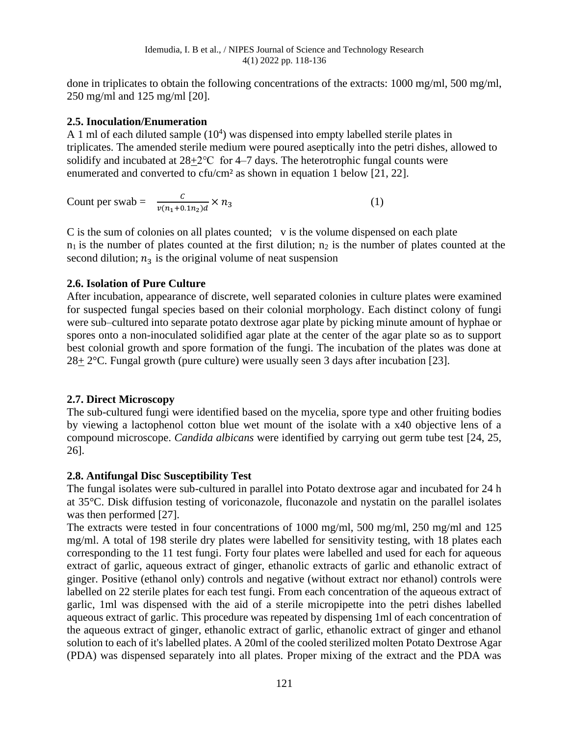done in triplicates to obtain the following concentrations of the extracts: 1000 mg/ml, 500 mg/ml, 250 mg/ml and 125 mg/ml [20].

### 2.5. Inoculation/Enumeration

A 1 ml of each diluted sample ($10^4$) was dispensed into empty labelled sterile plates in triplicates. The amended sterile medium were poured aseptically into the petri dishes, allowed to solidify and incubated at 28±2°C for 4–7 days. The heterotrophic fungal counts were enumerated and converted to cfu/cm² as shown in equation 1 below [21, 22].

$$\text{Count per swab} = \frac{C}{v(n_1 + 0.1n_2)d} \times n_3 \qquad (1)$$

C is the sum of colonies on all plates counted; v is the volume dispensed on each plate $n_1$ is the number of plates counted at the first dilution; $n_2$ is the number of plates counted at the second dilution; $n_3$ is the original volume of neat suspension

### 2.6. Isolation of Pure Culture

After incubation, appearance of discrete, well separated colonies in culture plates were examined for suspected fungal species based on their colonial morphology. Each distinct colony of fungi were sub–cultured into separate potato dextrose agar plate by picking minute amount of hyphae or spores onto a non-inoculated solidified agar plate at the center of the agar plate so as to support best colonial growth and spore formation of the fungi. The incubation of the plates was done at 28± 2°C. Fungal growth (pure culture) were usually seen 3 days after incubation [23].

### 2.7. Direct Microscopy

The sub-cultured fungi were identified based on the mycelia, spore type and other fruiting bodies by viewing a lactophenol cotton blue wet mount of the isolate with a x40 objective lens of a compound microscope. *Candida albicans* were identified by carrying out germ tube test [24, 25, 26].

### 2.8. Antifungal Disc Susceptibility Test

The fungal isolates were sub-cultured in parallel into Potato dextrose agar and incubated for 24 h at 35°C. Disk diffusion testing of voriconazole, fluconazole and nystatin on the parallel isolates was then performed [27].

The extracts were tested in four concentrations of 1000 mg/ml, 500 mg/ml, 250 mg/ml and 125 mg/ml. A total of 198 sterile dry plates were labelled for sensitivity testing, with 18 plates each corresponding to the 11 test fungi. Forty four plates were labelled and used for each for aqueous extract of garlic, aqueous extract of ginger, ethanolic extracts of garlic and ethanolic extract of ginger. Positive (ethanol only) controls and negative (without extract nor ethanol) controls were labelled on 22 sterile plates for each test fungi. From each concentration of the aqueous extract of garlic, 1ml was dispensed with the aid of a sterile micropipette into the petri dishes labelled aqueous extract of garlic. This procedure was repeated by dispensing 1ml of each concentration of the aqueous extract of ginger, ethanolic extract of garlic, ethanolic extract of ginger and ethanol solution to each of it's labelled plates. A 20ml of the cooled sterilized molten Potato Dextrose Agar (PDA) was dispensed separately into all plates. Proper mixing of the extract and the PDA was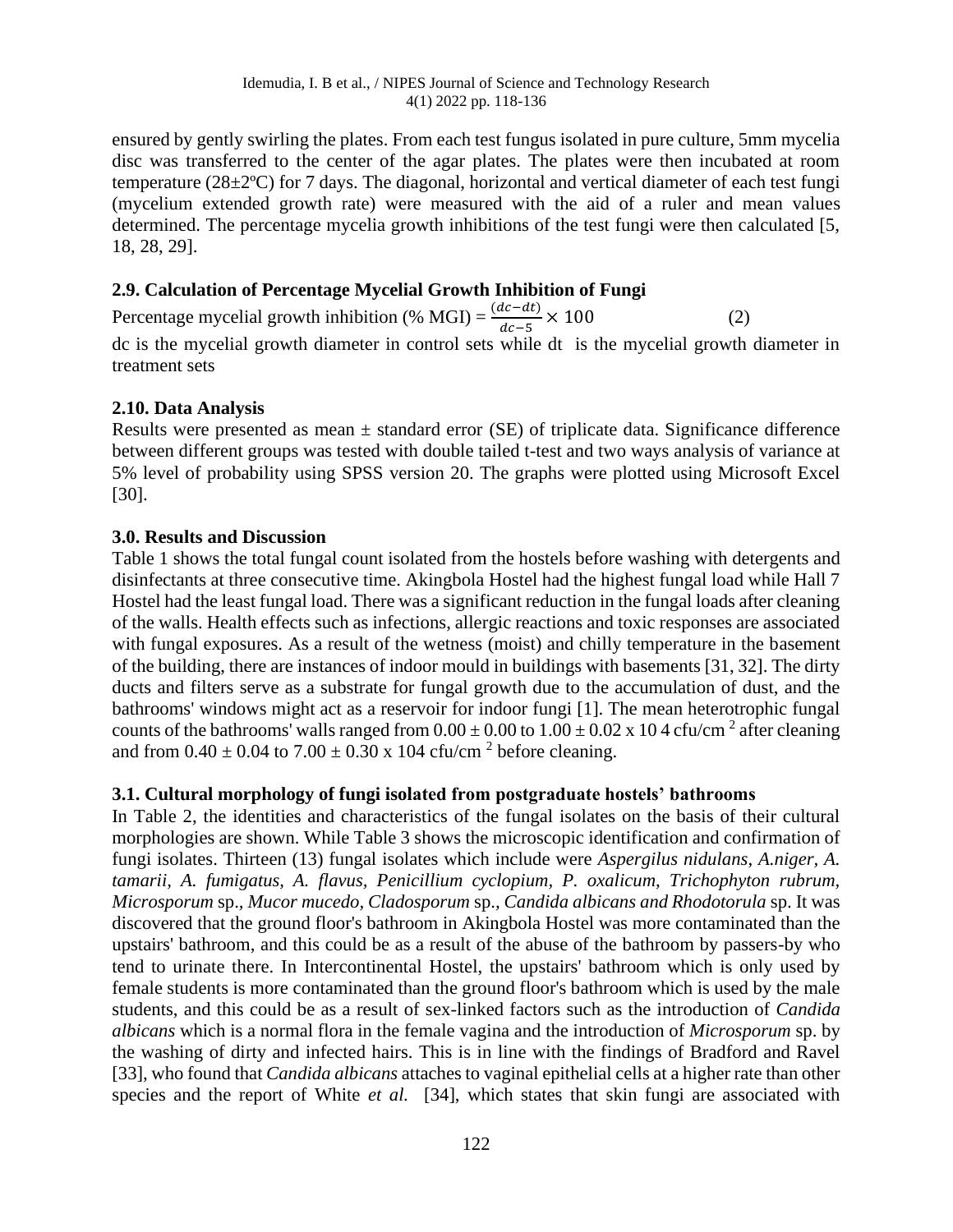ensured by gently swirling the plates. From each test fungus isolated in pure culture, 5mm mycelia disc was transferred to the center of the agar plates. The plates were then incubated at room temperature (28±2ºC) for 7 days. The diagonal, horizontal and vertical diameter of each test fungi (mycelium extended growth rate) were measured with the aid of a ruler and mean values determined. The percentage mycelia growth inhibitions of the test fungi were then calculated [5, 18, 28, 29].

## 2.9. Calculation of Percentage Mycelial Growth Inhibition of Fungi

Percentage mycelial growth inhibition (% MGI) = $\frac{(dc-dt)}{dc-5} \times 100$ (2)

dc is the mycelial growth diameter in control sets while dt is the mycelial growth diameter in treatment sets

## 2.10. Data Analysis

Results were presented as mean ± standard error (SE) of triplicate data. Significance difference between different groups was tested with double tailed t-test and two ways analysis of variance at 5% level of probability using SPSS version 20. The graphs were plotted using Microsoft Excel [30].

## 3.0. Results and Discussion

Table 1 shows the total fungal count isolated from the hostels before washing with detergents and disinfectants at three consecutive time. Akingbola Hostel had the highest fungal load while Hall 7 Hostel had the least fungal load. There was a significant reduction in the fungal loads after cleaning of the walls. Health effects such as infections, allergic reactions and toxic responses are associated with fungal exposures. As a result of the wetness (moist) and chilly temperature in the basement of the building, there are instances of indoor mould in buildings with basements [31, 32]. The dirty ducts and filters serve as a substrate for fungal growth due to the accumulation of dust, and the bathrooms' windows might act as a reservoir for indoor fungi [1]. The mean heterotrophic fungal counts of the bathrooms' walls ranged from $0.00 \pm 0.00$ to $1.00 \pm 0.02 \times 10$ 4 cfu/cm $^2$ after cleaning and from $0.40 \pm 0.04$ to $7.00 \pm 0.30 \times 104$ cfu/cm $^2$ before cleaning.

## 3.1. Cultural morphology of fungi isolated from postgraduate hostels' bathrooms

In Table 2, the identities and characteristics of the fungal isolates on the basis of their cultural morphologies are shown. While Table 3 shows the microscopic identification and confirmation of fungi isolates. Thirteen (13) fungal isolates which include were *Aspergilus nidulans*, *A.niger*, *A. tamarii*, *A. fumigatus*, *A. flavus*, *Penicillium cyclopium*, *P. oxalicum*, *Trichophyton rubrum*, *Microsporum* sp., *Mucor mucedo*, *Cladosporum* sp., *Candida albicans and Rhodotorula* sp. It was discovered that the ground floor's bathroom in Akingbola Hostel was more contaminated than the upstairs' bathroom, and this could be as a result of the abuse of the bathroom by passers-by who tend to urinate there. In Intercontinental Hostel, the upstairs' bathroom which is only used by female students is more contaminated than the ground floor's bathroom which is used by the male students, and this could be as a result of sex-linked factors such as the introduction of *Candida albicans* which is a normal flora in the female vagina and the introduction of *Microsporum* sp. by the washing of dirty and infected hairs. This is in line with the findings of Bradford and Ravel [33], who found that *Candida albicans* attaches to vaginal epithelial cells at a higher rate than other species and the report of White *et al.* [34], which states that skin fungi are associated with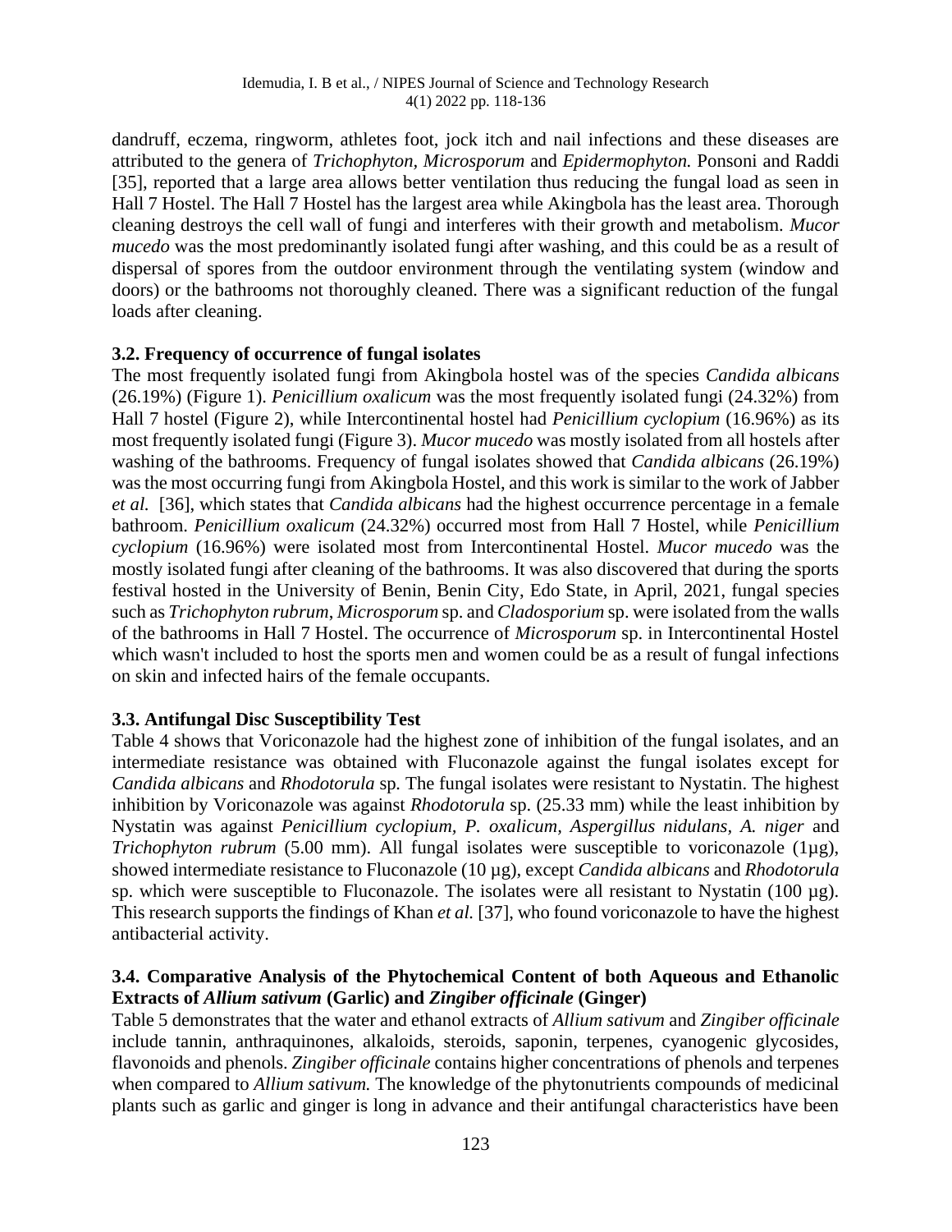dandruff, eczema, ringworm, athletes foot, jock itch and nail infections and these diseases are attributed to the genera of *Trichophyton*, *Microsporum* and *Epidermophyton.* Ponsoni and Raddi [35], reported that a large area allows better ventilation thus reducing the fungal load as seen in Hall 7 Hostel. The Hall 7 Hostel has the largest area while Akingbola has the least area. Thorough cleaning destroys the cell wall of fungi and interferes with their growth and metabolism. *Mucor mucedo* was the most predominantly isolated fungi after washing, and this could be as a result of dispersal of spores from the outdoor environment through the ventilating system (window and doors) or the bathrooms not thoroughly cleaned. There was a significant reduction of the fungal loads after cleaning.

### 3.2. Frequency of occurrence of fungal isolates

The most frequently isolated fungi from Akingbola hostel was of the species *Candida albicans* (26.19%) (Figure 1). *Penicillium oxalicum* was the most frequently isolated fungi (24.32%) from Hall 7 hostel (Figure 2), while Intercontinental hostel had *Penicillium cyclopium* (16.96%) as its most frequently isolated fungi (Figure 3). *Mucor mucedo* was mostly isolated from all hostels after washing of the bathrooms. Frequency of fungal isolates showed that *Candida albicans* (26.19%) was the most occurring fungi from Akingbola Hostel, and this work is similar to the work of Jabber *et al.* [36], which states that *Candida albicans* had the highest occurrence percentage in a female bathroom. *Penicillium oxalicum* (24.32%) occurred most from Hall 7 Hostel, while *Penicillium cyclopium* (16.96%) were isolated most from Intercontinental Hostel. *Mucor mucedo* was the mostly isolated fungi after cleaning of the bathrooms. It was also discovered that during the sports festival hosted in the University of Benin, Benin City, Edo State, in April, 2021, fungal species such as *Trichophyton rubrum*, *Microsporum* sp. and *Cladosporium* sp. were isolated from the walls of the bathrooms in Hall 7 Hostel. The occurrence of *Microsporum* sp. in Intercontinental Hostel which wasn't included to host the sports men and women could be as a result of fungal infections on skin and infected hairs of the female occupants.

### 3.3. Antifungal Disc Susceptibility Test

Table 4 shows that Voriconazole had the highest zone of inhibition of the fungal isolates, and an intermediate resistance was obtained with Fluconazole against the fungal isolates except for *Candida albicans* and *Rhodotorula* sp. The fungal isolates were resistant to Nystatin. The highest inhibition by Voriconazole was against *Rhodotorula* sp. (25.33 mm) while the least inhibition by Nystatin was against *Penicillium cyclopium, P. oxalicum, Aspergillus nidulans, A. niger* and *Trichophyton rubrum* (5.00 mm). All fungal isolates were susceptible to voriconazole (1µg), showed intermediate resistance to Fluconazole (10 µg), except *Candida albicans* and *Rhodotorula* sp. which were susceptible to Fluconazole. The isolates were all resistant to Nystatin (100 µg). This research supports the findings of Khan *et al.* [37], who found voriconazole to have the highest antibacterial activity.

### 3.4. Comparative Analysis of the Phytochemical Content of both Aqueous and Ethanolic Extracts of *Allium sativum* (Garlic) and *Zingiber officinale* (Ginger)

Table 5 demonstrates that the water and ethanol extracts of *Allium sativum* and *Zingiber officinale* include tannin, anthraquinones, alkaloids, steroids, saponin, terpenes, cyanogenic glycosides, flavonoids and phenols. *Zingiber officinale* contains higher concentrations of phenols and terpenes when compared to *Allium sativum.* The knowledge of the phytonutrients compounds of medicinal plants such as garlic and ginger is long in advance and their antifungal characteristics have been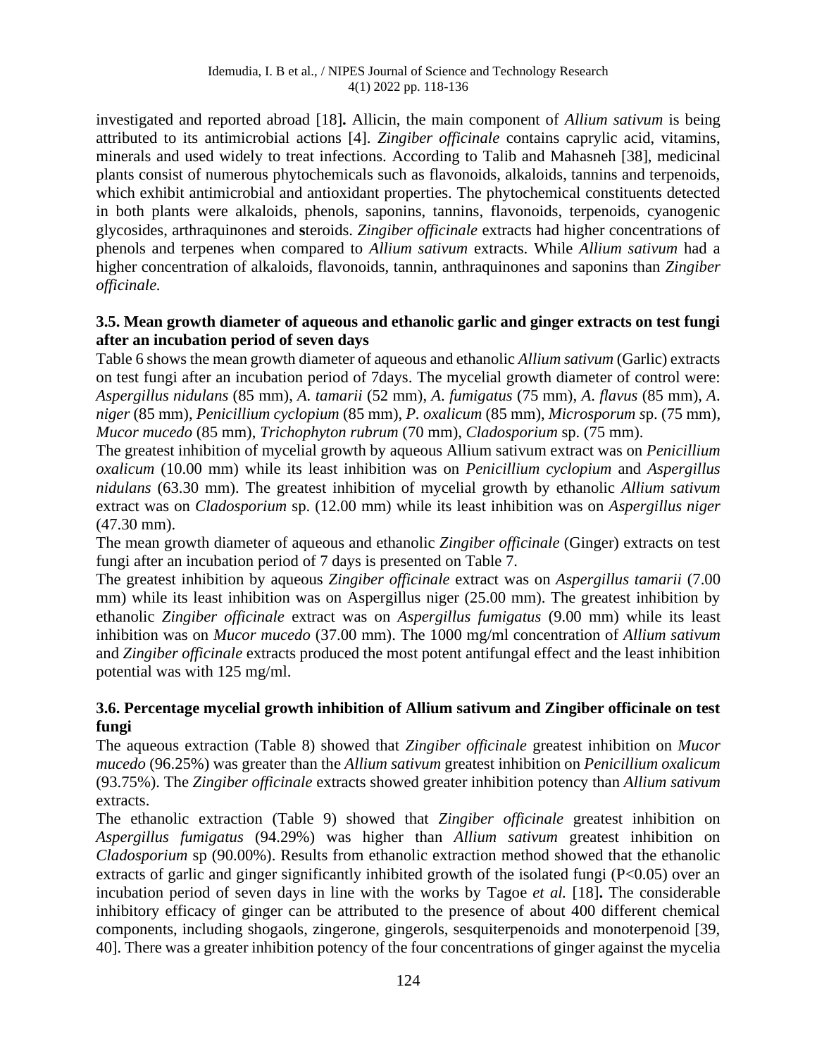investigated and reported abroad [18]**.** Allicin, the main component of *Allium sativum* is being attributed to its antimicrobial actions [4]. *Zingiber officinale* contains caprylic acid, vitamins, minerals and used widely to treat infections. According to Talib and Mahasneh [38], medicinal plants consist of numerous phytochemicals such as flavonoids, alkaloids, tannins and terpenoids, which exhibit antimicrobial and antioxidant properties. The phytochemical constituents detected in both plants were alkaloids, phenols, saponins, tannins, flavonoids, terpenoids, cyanogenic glycosides, arthraquinones and **s**teroids. *Zingiber officinale* extracts had higher concentrations of phenols and terpenes when compared to *Allium sativum* extracts. While *Allium sativum* had a higher concentration of alkaloids, flavonoids, tannin, anthraquinones and saponins than *Zingiber officinale.*

### 3.5. Mean growth diameter of aqueous and ethanolic garlic and ginger extracts on test fungi after an incubation period of seven days

Table 6 shows the mean growth diameter of aqueous and ethanolic *Allium sativum* (Garlic) extracts on test fungi after an incubation period of 7days. The mycelial growth diameter of control were: *Aspergillus nidulans* (85 mm), *A. tamarii* (52 mm), *A. fumigatus* (75 mm), *A. flavus* (85 mm), *A. niger* (85 mm), *Penicillium cyclopium* (85 mm), *P. oxalicum* (85 mm), *Microsporum s*p. (75 mm), *Mucor mucedo* (85 mm), *Trichophyton rubrum* (70 mm), *Cladosporium* sp. (75 mm).

The greatest inhibition of mycelial growth by aqueous Allium sativum extract was on *Penicillium oxalicum* (10.00 mm) while its least inhibition was on *Penicillium cyclopium* and *Aspergillus nidulans* (63.30 mm). The greatest inhibition of mycelial growth by ethanolic *Allium sativum* extract was on *Cladosporium* sp. (12.00 mm) while its least inhibition was on *Aspergillus niger* (47.30 mm).

The mean growth diameter of aqueous and ethanolic *Zingiber officinale* (Ginger) extracts on test fungi after an incubation period of 7 days is presented on Table 7.

The greatest inhibition by aqueous *Zingiber officinale* extract was on *Aspergillus tamarii* (7.00 mm) while its least inhibition was on Aspergillus niger (25.00 mm). The greatest inhibition by ethanolic *Zingiber officinale* extract was on *Aspergillus fumigatus* (9.00 mm) while its least inhibition was on *Mucor mucedo* (37.00 mm). The 1000 mg/ml concentration of *Allium sativum* and *Zingiber officinale* extracts produced the most potent antifungal effect and the least inhibition potential was with 125 mg/ml.

### 3.6. Percentage mycelial growth inhibition of Allium sativum and Zingiber officinale on test fungi

The aqueous extraction (Table 8) showed that *Zingiber officinale* greatest inhibition on *Mucor mucedo* (96.25%) was greater than the *Allium sativum* greatest inhibition on *Penicillium oxalicum* (93.75%). The *Zingiber officinale* extracts showed greater inhibition potency than *Allium sativum* extracts.

The ethanolic extraction (Table 9) showed that *Zingiber officinale* greatest inhibition on *Aspergillus fumigatus* (94.29%) was higher than *Allium sativum* greatest inhibition on *Cladosporium* sp (90.00%). Results from ethanolic extraction method showed that the ethanolic extracts of garlic and ginger significantly inhibited growth of the isolated fungi ($P<0.05$) over an incubation period of seven days in line with the works by Tagoe *et al.* [18]**.** The considerable inhibitory efficacy of ginger can be attributed to the presence of about 400 different chemical components, including shogaols, zingerone, gingerols, sesquiterpenoids and monoterpenoid [39, 40]. There was a greater inhibition potency of the four concentrations of ginger against the mycelia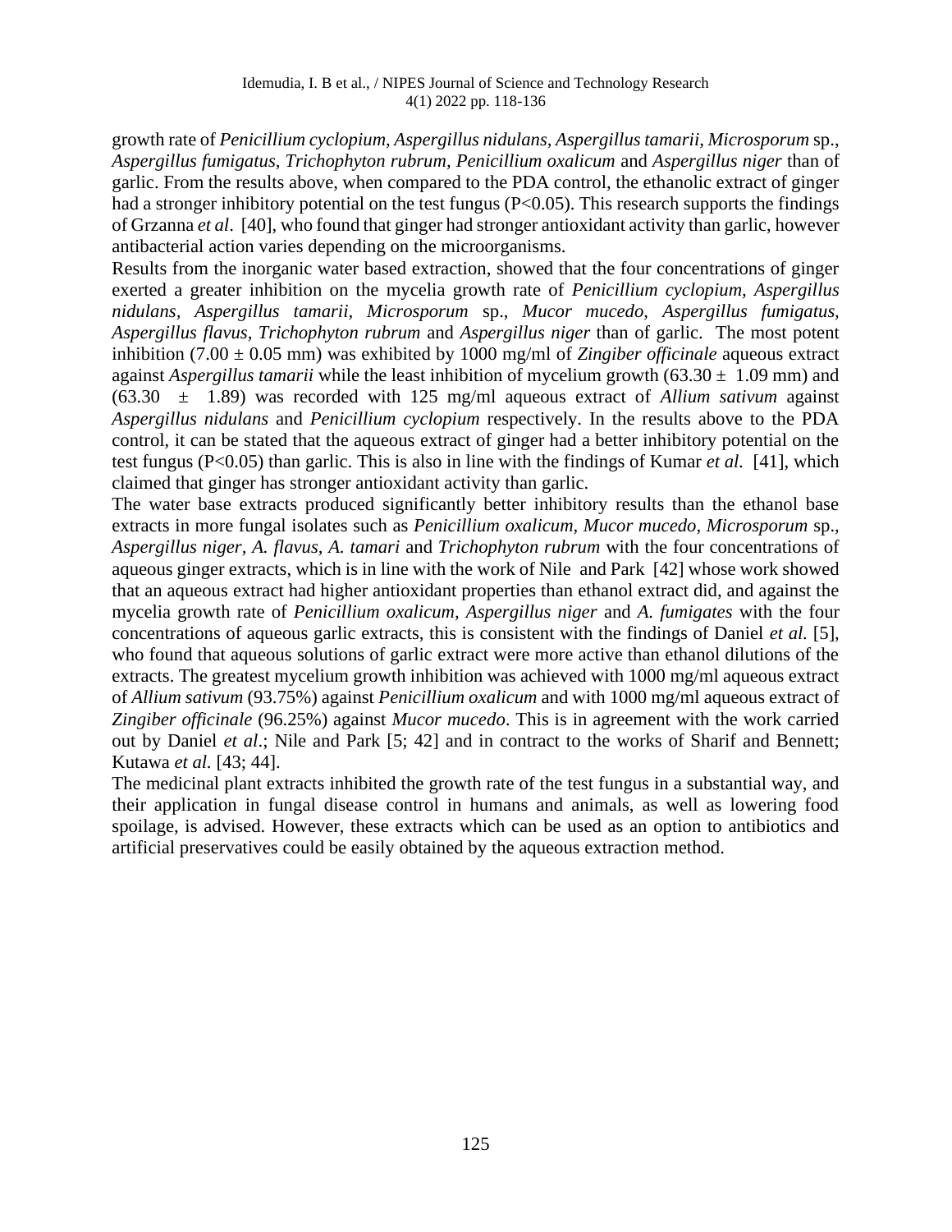growth rate of *Penicillium cyclopium, Aspergillus nidulans, Aspergillus tamarii, Microsporum* sp., *Aspergillus fumigatus, Trichophyton rubrum, Penicillium oxalicum* and *Aspergillus niger* than of garlic. From the results above, when compared to the PDA control, the ethanolic extract of ginger had a stronger inhibitory potential on the test fungus ($P<0.05$). This research supports the findings of Grzanna *et al*. [40], who found that ginger had stronger antioxidant activity than garlic, however antibacterial action varies depending on the microorganisms.

Results from the inorganic water based extraction, showed that the four concentrations of ginger exerted a greater inhibition on the mycelia growth rate of *Penicillium cyclopium, Aspergillus nidulans, Aspergillus tamarii, Microsporum* sp., *Mucor mucedo, Aspergillus fumigatus, Aspergillus flavus, Trichophyton rubrum* and *Aspergillus niger* than of garlic. The most potent inhibition ($7.00 \pm 0.05$ mm) was exhibited by 1000 mg/ml of *Zingiber officinale* aqueous extract against *Aspergillus tamarii* while the least inhibition of mycelium growth ($63.30 \pm 1.09$ mm) and ($63.30 \pm 1.89$) was recorded with 125 mg/ml aqueous extract of *Allium sativum* against *Aspergillus nidulans* and *Penicillium cyclopium* respectively. In the results above to the PDA control, it can be stated that the aqueous extract of ginger had a better inhibitory potential on the test fungus ($P<0.05$) than garlic. This is also in line with the findings of Kumar *et al.* [41], which claimed that ginger has stronger antioxidant activity than garlic.

The water base extracts produced significantly better inhibitory results than the ethanol base extracts in more fungal isolates such as *Penicillium oxalicum, Mucor mucedo, Microsporum* sp., *Aspergillus niger, A. flavus, A. tamari* and *Trichophyton rubrum* with the four concentrations of aqueous ginger extracts, which is in line with the work of Nile and Park [42] whose work showed that an aqueous extract had higher antioxidant properties than ethanol extract did, and against the mycelia growth rate of *Penicillium oxalicum, Aspergillus niger* and *A. fumigates* with the four concentrations of aqueous garlic extracts, this is consistent with the findings of Daniel *et al.* [5], who found that aqueous solutions of garlic extract were more active than ethanol dilutions of the extracts. The greatest mycelium growth inhibition was achieved with 1000 mg/ml aqueous extract of *Allium sativum* (93.75%) against *Penicillium oxalicum* and with 1000 mg/ml aqueous extract of *Zingiber officinale* (96.25%) against *Mucor mucedo*. This is in agreement with the work carried out by Daniel *et al*.; Nile and Park [5; 42] and in contract to the works of Sharif and Bennett; Kutawa *et al.* [43; 44].

The medicinal plant extracts inhibited the growth rate of the test fungus in a substantial way, and their application in fungal disease control in humans and animals, as well as lowering food spoilage, is advised. However, these extracts which can be used as an option to antibiotics and artificial preservatives could be easily obtained by the aqueous extraction method.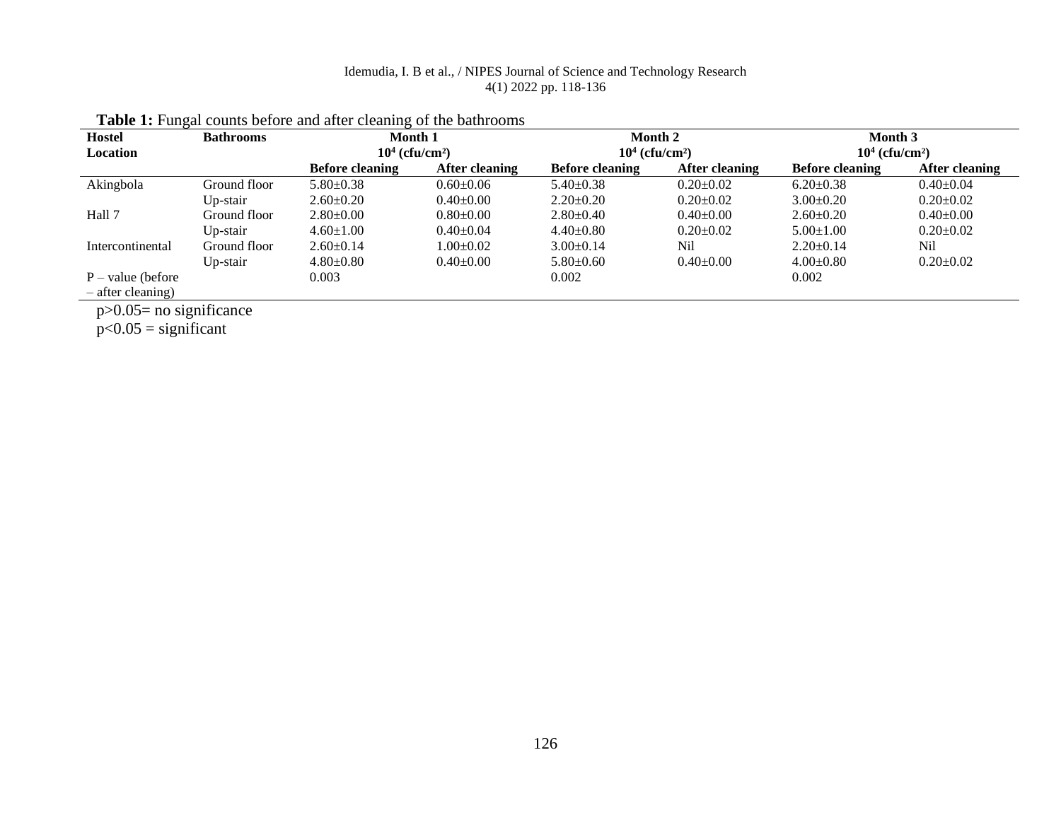**Table 1:** Fungal counts before and after cleaning of the bathrooms

| Hostel Location | Bathrooms | Month 1 $10^4$ (cfu/cm²) | | Month 2 $10^4$ (cfu/cm²) | | Month 3 $10^4$ (cfu/cm²) | |
|---|---|---|---|---|---|---|---|
| | | **Before cleaning** | **After cleaning** | **Before cleaning** | **After cleaning** | **Before cleaning** | **After cleaning** |
| Akingbola | Ground floor | 5.80±0.38 | 0.60±0.06 | 5.40±0.38 | 0.20±0.02 | 6.20±0.38 | 0.40±0.04 |
| | Up-stair | 2.60±0.20 | 0.40±0.00 | 2.20±0.20 | 0.20±0.02 | 3.00±0.20 | 0.20±0.02 |
| Hall 7 | Ground floor | 2.80±0.00 | 0.80±0.00 | 2.80±0.40 | 0.40±0.00 | 2.60±0.20 | 0.40±0.00 |
| | Up-stair | 4.60±1.00 | 0.40±0.04 | 4.40±0.80 | 0.20±0.02 | 5.00±1.00 | 0.20±0.02 |
| Intercontinental | Ground floor | 2.60±0.14 | 1.00±0.02 | 3.00±0.14 | Nil | 2.20±0.14 | Nil |
| | Up-stair | 4.80±0.80 | 0.40±0.00 | 5.80±0.60 | 0.40±0.00 | 4.00±0.80 | 0.20±0.02 |
| P – value (before – after cleaning) | | 0.003 | | 0.002 | | 0.002 | |

$p>0.05$= no significance

$p<0.05$ = significant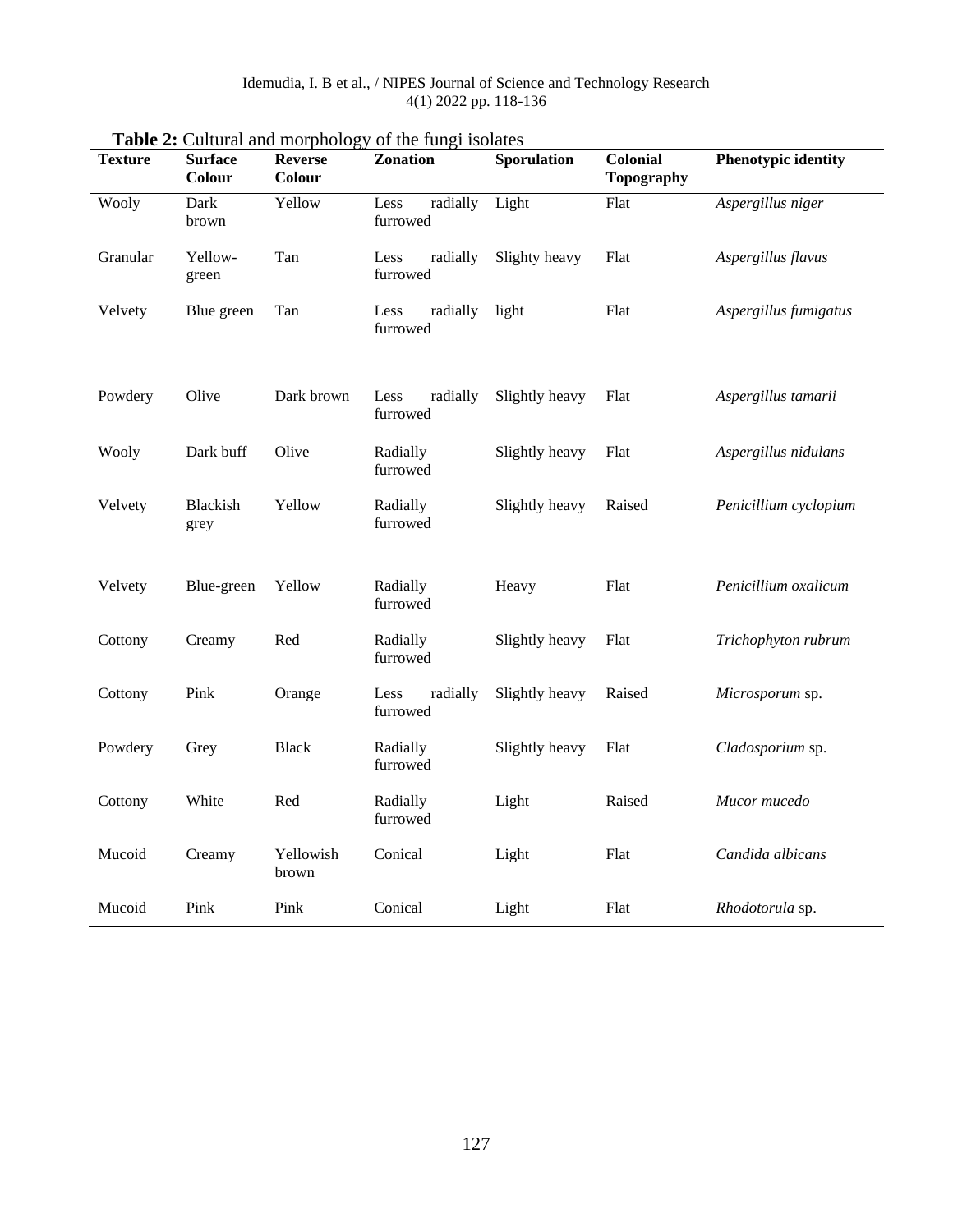**Table 2:** Cultural and morphology of the fungi isolates

| Texture | Surface Colour | Reverse Colour | Zonation | Sporulation | Colonial Topography | Phenotypic identity |
|---|---|---|---|---|---|---|
| Wooly | Dark brown | Yellow | Less radially furrowed | Light | Flat | *Aspergillus niger* |
| Granular | Yellow-green | Tan | Less radially furrowed | Slighty heavy | Flat | *Aspergillus flavus* |
| Velvety | Blue green | Tan | Less radially furrowed | light | Flat | *Aspergillus fumigatus* |
| Powdery | Olive | Dark brown | Less radially furrowed | Slightly heavy | Flat | *Aspergillus tamarii* |
| Wooly | Dark buff | Olive | Radially furrowed | Slightly heavy | Flat | *Aspergillus nidulans* |
| Velvety | Blackish grey | Yellow | Radially furrowed | Slightly heavy | Raised | *Penicillium cyclopium* |
| Velvety | Blue-green | Yellow | Radially furrowed | Heavy | Flat | *Penicillium oxalicum* |
| Cottony | Creamy | Red | Radially furrowed | Slightly heavy | Flat | *Trichophyton rubrum* |
| Cottony | Pink | Orange | Less radially furrowed | Slightly heavy | Raised | *Microsporum* sp. |
| Powdery | Grey | Black | Radially furrowed | Slightly heavy | Flat | *Cladosporium* sp. |
| Cottony | White | Red | Radially furrowed | Light | Raised | *Mucor mucedo* |
| Mucoid | Creamy | Yellowish brown | Conical | Light | Flat | *Candida albicans* |
| Mucoid | Pink | Pink | Conical | Light | Flat | *Rhodotorula* sp. |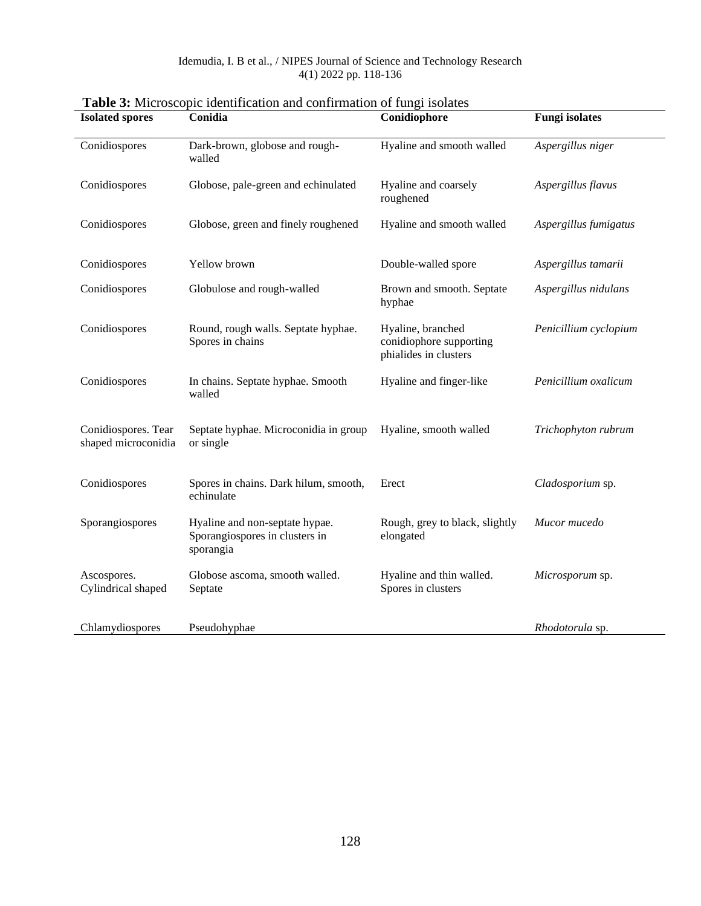**Table 3:** Microscopic identification and confirmation of fungi isolates

| Isolated spores | Conidia | Conidiophore | Fungi isolates |
|---|---|---|---|
| Conidiospores | Dark-brown, globose and rough-walled | Hyaline and smooth walled | *Aspergillus niger* |
| Conidiospores | Globose, pale-green and echinulated | Hyaline and coarsely roughened | *Aspergillus flavus* |
| Conidiospores | Globose, green and finely roughened | Hyaline and smooth walled | *Aspergillus fumigatus* |
| Conidiospores | Yellow brown | Double-walled spore | *Aspergillus tamarii* |
| Conidiospores | Globulose and rough-walled | Brown and smooth. Septate hyphae | *Aspergillus nidulans* |
| Conidiospores | Round, rough walls. Septate hyphae. Spores in chains | Hyaline, branched conidiophore supporting phialides in clusters | *Penicillium cyclopium* |
| Conidiospores | In chains. Septate hyphae. Smooth walled | Hyaline and finger-like | *Penicillium oxalicum* |
| Conidiospores. Tear shaped microconidia | Septate hyphae. Microconidia in group or single | Hyaline, smooth walled | *Trichophyton rubrum* |
| Conidiospores | Spores in chains. Dark hilum, smooth, echinulate | Erect | *Cladosporium* sp. |
| Sporangiospores | Hyaline and non-septate hypae. Sporangiospores in clusters in sporangia | Rough, grey to black, slightly elongated | *Mucor mucedo* |
| Ascospores. Cylindrical shaped | Globose ascoma, smooth walled. Septate | Hyaline and thin walled. Spores in clusters | *Microsporum* sp. |
| Chlamydiospores | Pseudohyphae | | *Rhodotorula* sp. |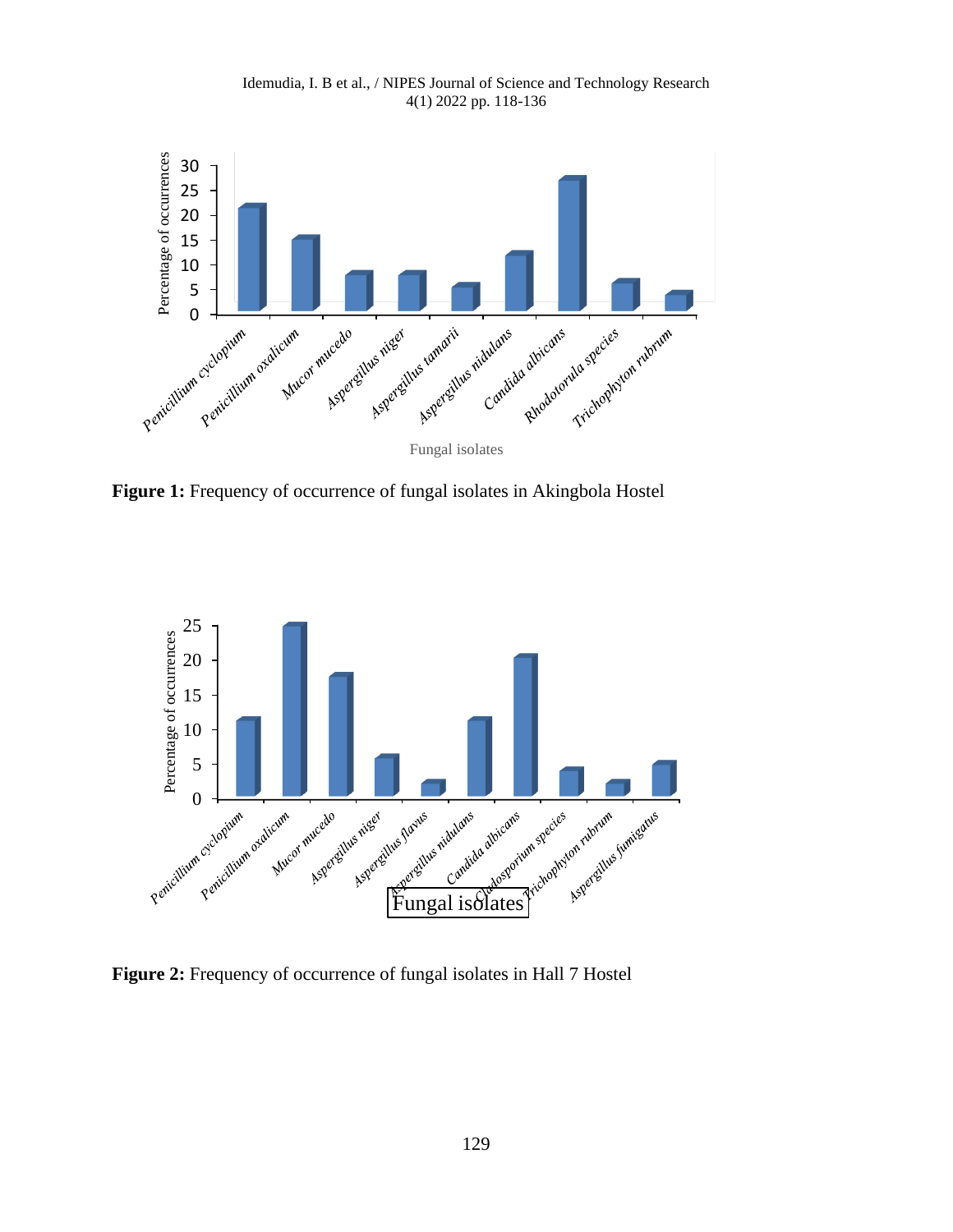**Figure 1:** Frequency of occurrence of fungal isolates in Akingbola Hostel

**Figure 2:** Frequency of occurrence of fungal isolates in Hall 7 Hostel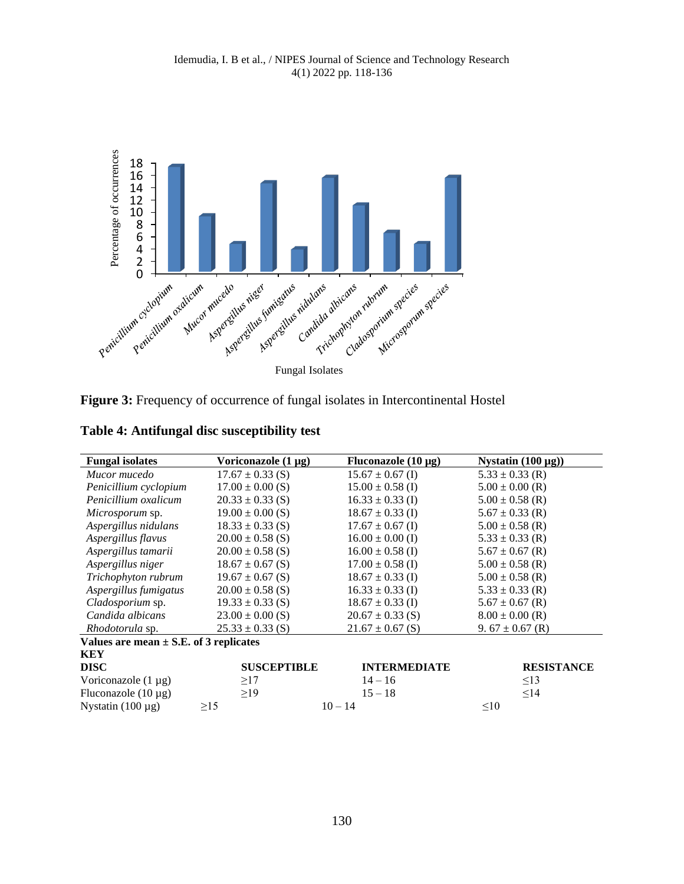**Figure 3:** Frequency of occurrence of fungal isolates in Intercontinental Hostel

**Table 4: Antifungal disc susceptibility test**

| Fungal isolates | Voriconazole (1 µg) | Fluconazole (10 µg) | Nystatin (100 µg)) |
|---|---|---|---|
| *Mucor mucedo* | 17.67 ± 0.33 (S) | 15.67 ± 0.67 (I) | 5.33 ± 0.33 (R) |
| *Penicillium cyclopium* | 17.00 ± 0.00 (S) | 15.00 ± 0.58 (I) | 5.00 ± 0.00 (R) |
| *Penicillium oxalicum* | 20.33 ± 0.33 (S) | 16.33 ± 0.33 (I) | 5.00 ± 0.58 (R) |
| *Microsporum* sp. | 19.00 ± 0.00 (S) | 18.67 ± 0.33 (I) | 5.67 ± 0.33 (R) |
| *Aspergillus nidulans* | 18.33 ± 0.33 (S) | 17.67 ± 0.67 (I) | 5.00 ± 0.58 (R) |
| *Aspergillus flavus* | 20.00 ± 0.58 (S) | 16.00 ± 0.00 (I) | 5.33 ± 0.33 (R) |
| *Aspergillus tamarii* | 20.00 ± 0.58 (S) | 16.00 ± 0.58 (I) | 5.67 ± 0.67 (R) |
| *Aspergillus niger* | 18.67 ± 0.67 (S) | 17.00 ± 0.58 (I) | 5.00 ± 0.58 (R) |
| *Trichophyton rubrum* | 19.67 ± 0.67 (S) | 18.67 ± 0.33 (I) | 5.00 ± 0.58 (R) |
| *Aspergillus fumigatus* | 20.00 ± 0.58 (S) | 16.33 ± 0.33 (I) | 5.33 ± 0.33 (R) |
| *Cladosporium* sp. | 19.33 ± 0.33 (S) | 18.67 ± 0.33 (I) | 5.67 ± 0.67 (R) |
| *Candida albicans* | 23.00 ± 0.00 (S) | 20.67 ± 0.33 (S) | 8.00 ± 0.00 (R) |
| *Rhodotorula* sp. | 25.33 ± 0.33 (S) | 21.67 ± 0.67 (S) | 9. 67 ± 0.67 (R) |

**Values are mean ± S.E. of 3 replicates**

**KEY**

| DISC | SUSCEPTIBLE | INTERMEDIATE | RESISTANCE |
|---|---|---|---|
| Voriconazole (1 µg) | ≥17 | 14 – 16 | ≤13 |
| Fluconazole (10 µg) | ≥19 | 15 – 18 | ≤14 |
| Nystatin (100 µg) | ≥15 | 10 – 14 | ≤10 |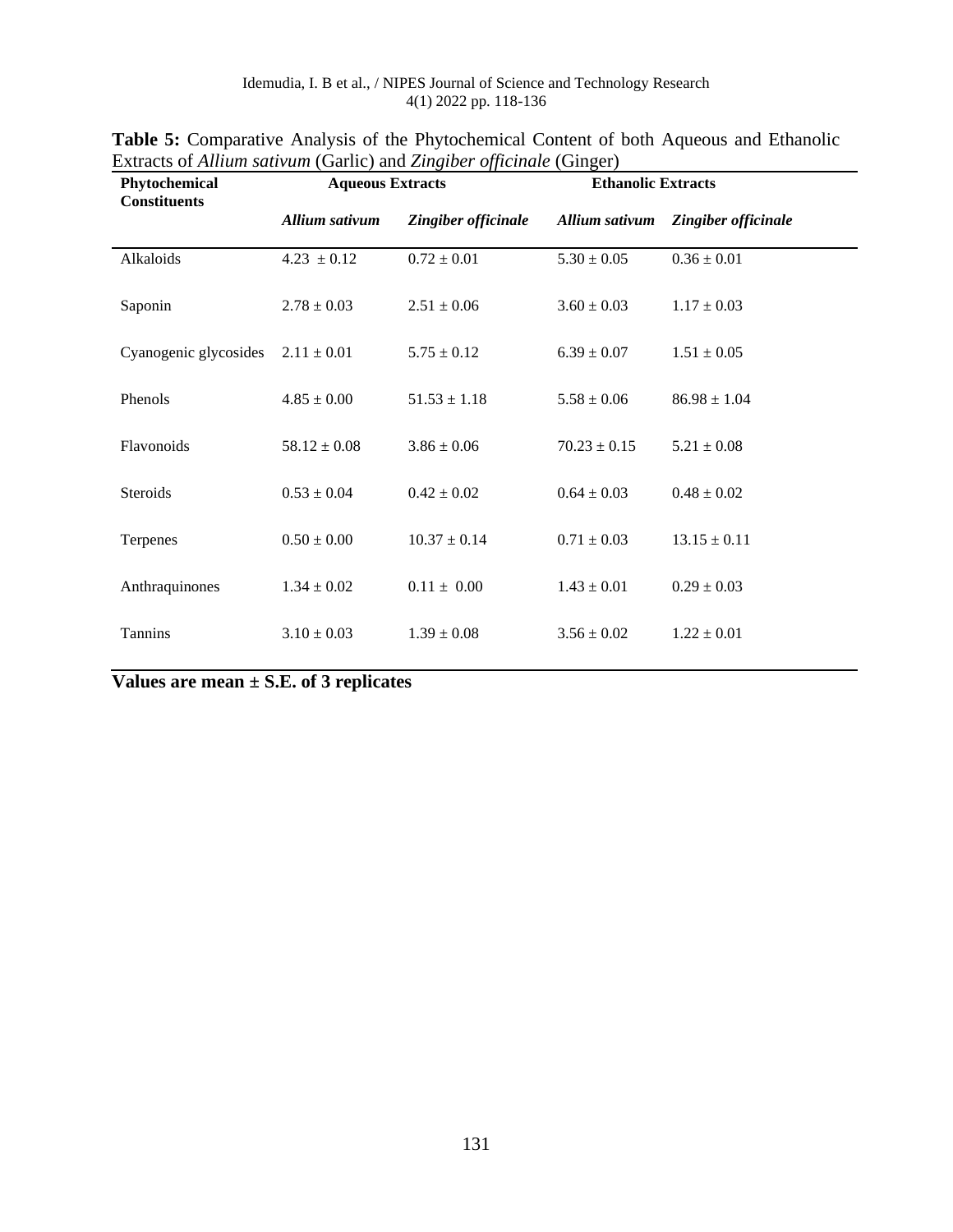**Table 5:** Comparative Analysis of the Phytochemical Content of both Aqueous and Ethanolic Extracts of *Allium sativum* (Garlic) and *Zingiber officinale* (Ginger)

| Phytochemical Constituents | Aqueous Extracts | | Ethanolic Extracts | |
|---|---|---|---|---|
| | ***Allium sativum*** | ***Zingiber officinale*** | ***Allium sativum*** | ***Zingiber officinale*** |
| Alkaloids | 4.23 ± 0.12 | 0.72 ± 0.01 | 5.30 ± 0.05 | 0.36 ± 0.01 |
| Saponin | 2.78 ± 0.03 | 2.51 ± 0.06 | 3.60 ± 0.03 | 1.17 ± 0.03 |
| Cyanogenic glycosides | 2.11 ± 0.01 | 5.75 ± 0.12 | 6.39 ± 0.07 | 1.51 ± 0.05 |
| Phenols | 4.85 ± 0.00 | 51.53 ± 1.18 | 5.58 ± 0.06 | 86.98 ± 1.04 |
| Flavonoids | 58.12 ± 0.08 | 3.86 ± 0.06 | 70.23 ± 0.15 | 5.21 ± 0.08 |
| Steroids | 0.53 ± 0.04 | 0.42 ± 0.02 | 0.64 ± 0.03 | 0.48 ± 0.02 |
| Terpenes | 0.50 ± 0.00 | 10.37 ± 0.14 | 0.71 ± 0.03 | 13.15 ± 0.11 |
| Anthraquinones | 1.34 ± 0.02 | 0.11 ± 0.00 | 1.43 ± 0.01 | 0.29 ± 0.03 |
| Tannins | 3.10 ± 0.03 | 1.39 ± 0.08 | 3.56 ± 0.02 | 1.22 ± 0.01 |

**Values are mean ± S.E. of 3 replicates**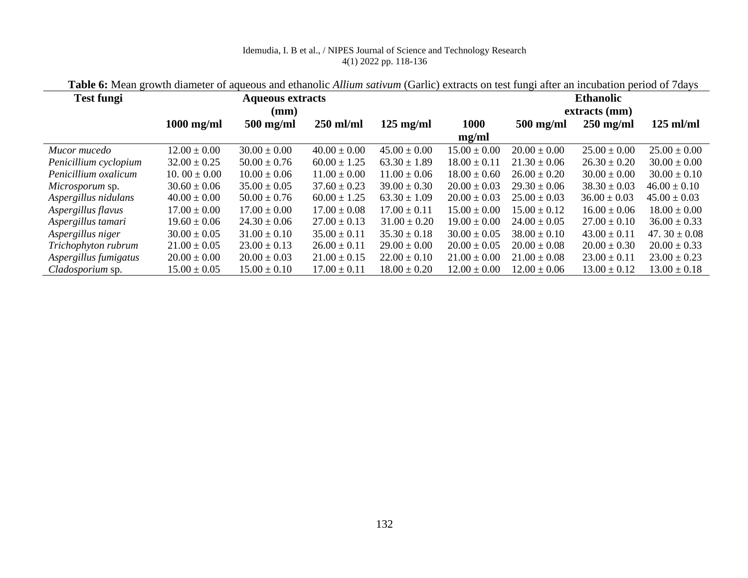**Table 6:** Mean growth diameter of aqueous and ethanolic *Allium sativum* (Garlic) extracts on test fungi after an incubation period of 7days

| Test fungi | Aqueous extracts (mm) | | | | Ethanolic extracts (mm) | | | |
|---|---|---|---|---|---|---|---|---|
| | 1000 mg/ml | 500 mg/ml | 250 ml/ml | 125 mg/ml | 1000 mg/ml | 500 mg/ml | 250 mg/ml | 125 ml/ml |
| *Mucor mucedo* | 12.00 ± 0.00 | 30.00 ± 0.00 | 40.00 ± 0.00 | 45.00 ± 0.00 | 15.00 ± 0.00 | 20.00 ± 0.00 | 25.00 ± 0.00 | 25.00 ± 0.00 |
| *Penicillium cyclopium* | 32.00 ± 0.25 | 50.00 ± 0.76 | 60.00 ± 1.25 | 63.30 ± 1.89 | 18.00 ± 0.11 | 21.30 ± 0.06 | 26.30 ± 0.20 | 30.00 ± 0.00 |
| *Penicillium oxalicum* | 10. 00 ± 0.00 | 10.00 ± 0.06 | 11.00 ± 0.00 | 11.00 ± 0.06 | 18.00 ± 0.60 | 26.00 ± 0.20 | 30.00 ± 0.00 | 30.00 ± 0.10 |
| *Microsporum* sp. | 30.60 ± 0.06 | 35.00 ± 0.05 | 37.60 ± 0.23 | 39.00 ± 0.30 | 20.00 ± 0.03 | 29.30 ± 0.06 | 38.30 ± 0.03 | 46.00 ± 0.10 |
| *Aspergillus nidulans* | 40.00 ± 0.00 | 50.00 ± 0.76 | 60.00 ± 1.25 | 63.30 ± 1.09 | 20.00 ± 0.03 | 25.00 ± 0.03 | 36.00 ± 0.03 | 45.00 ± 0.03 |
| *Aspergillus flavus* | 17.00 ± 0.00 | 17.00 ± 0.00 | 17.00 ± 0.08 | 17.00 ± 0.11 | 15.00 ± 0.00 | 15.00 ± 0.12 | 16.00 ± 0.06 | 18.00 ± 0.00 |
| *Aspergillus tamari* | 19.60 ± 0.06 | 24.30 ± 0.06 | 27.00 ± 0.13 | 31.00 ± 0.20 | 19.00 ± 0.00 | 24.00 ± 0.05 | 27.00 ± 0.10 | 36.00 ± 0.33 |
| *Aspergillus niger* | 30.00 ± 0.05 | 31.00 ± 0.10 | 35.00 ± 0.11 | 35.30 ± 0.18 | 30.00 ± 0.05 | 38.00 ± 0.10 | 43.00 ± 0.11 | 47. 30 ± 0.08 |
| *Trichophyton rubrum* | 21.00 ± 0.05 | 23.00 ± 0.13 | 26.00 ± 0.11 | 29.00 ± 0.00 | 20.00 ± 0.05 | 20.00 ± 0.08 | 20.00 ± 0.30 | 20.00 ± 0.33 |
| *Aspergillus fumigatus* | 20.00 ± 0.00 | 20.00 ± 0.03 | 21.00 ± 0.15 | 22.00 ± 0.10 | 21.00 ± 0.00 | 21.00 ± 0.08 | 23.00 ± 0.11 | 23.00 ± 0.23 |
| *Cladosporium* sp. | 15.00 ± 0.05 | 15.00 ± 0.10 | 17.00 ± 0.11 | 18.00 ± 0.20 | 12.00 ± 0.00 | 12.00 ± 0.06 | 13.00 ± 0.12 | 13.00 ± 0.18 |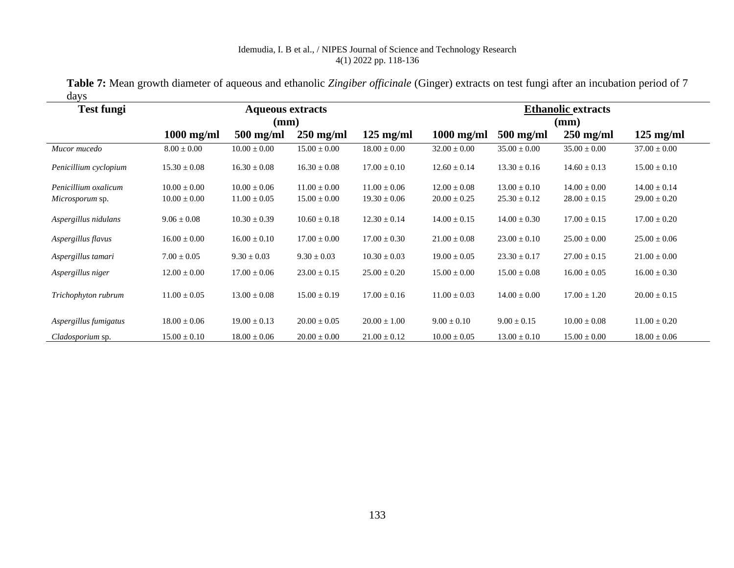**Table 7:** Mean growth diameter of aqueous and ethanolic *Zingiber officinale* (Ginger) extracts on test fungi after an incubation period of 7 days

| Test fungi | Aqueous extracts (mm) | | | | Ethanolic extracts (mm) | | | |
|---|---|---|---|---|---|---|---|---|
| | 1000 mg/ml | 500 mg/ml | 250 mg/ml | 125 mg/ml | 1000 mg/ml | 500 mg/ml | 250 mg/ml | 125 mg/ml |
| *Mucor mucedo* | 8.00 ± 0.00 | 10.00 ± 0.00 | 15.00 ± 0.00 | 18.00 ± 0.00 | 32.00 ± 0.00 | 35.00 ± 0.00 | 35.00 ± 0.00 | 37.00 ± 0.00 |
| *Penicillium cyclopium* | 15.30 ± 0.08 | 16.30 ± 0.08 | 16.30 ± 0.08 | 17.00 ± 0.10 | 12.60 ± 0.14 | 13.30 ± 0.16 | 14.60 ± 0.13 | 15.00 ± 0.10 |
| *Penicillium oxalicum* | 10.00 ± 0.00 | 10.00 ± 0.06 | 11.00 ± 0.00 | 11.00 ± 0.06 | 12.00 ± 0.08 | 13.00 ± 0.10 | 14.00 ± 0.00 | 14.00 ± 0.14 |
| *Microsporum* sp. | 10.00 ± 0.00 | 11.00 ± 0.05 | 15.00 ± 0.00 | 19.30 ± 0.06 | 20.00 ± 0.25 | 25.30 ± 0.12 | 28.00 ± 0.15 | 29.00 ± 0.20 |
| *Aspergillus nidulans* | 9.06 ± 0.08 | 10.30 ± 0.39 | 10.60 ± 0.18 | 12.30 ± 0.14 | 14.00 ± 0.15 | 14.00 ± 0.30 | 17.00 ± 0.15 | 17.00 ± 0.20 |
| *Aspergillus flavus* | 16.00 ± 0.00 | 16.00 ± 0.10 | 17.00 ± 0.00 | 17.00 ± 0.30 | 21.00 ± 0.08 | 23.00 ± 0.10 | 25.00 ± 0.00 | 25.00 ± 0.06 |
| *Aspergillus tamari* | 7.00 ± 0.05 | 9.30 ± 0.03 | 9.30 ± 0.03 | 10.30 ± 0.03 | 19.00 ± 0.05 | 23.30 ± 0.17 | 27.00 ± 0.15 | 21.00 ± 0.00 |
| *Aspergillus niger* | 12.00 ± 0.00 | 17.00 ± 0.06 | 23.00 ± 0.15 | 25.00 ± 0.20 | 15.00 ± 0.00 | 15.00 ± 0.08 | 16.00 ± 0.05 | 16.00 ± 0.30 |
| *Trichophyton rubrum* | 11.00 ± 0.05 | 13.00 ± 0.08 | 15.00 ± 0.19 | 17.00 ± 0.16 | 11.00 ± 0.03 | 14.00 ± 0.00 | 17.00 ± 1.20 | 20.00 ± 0.15 |
| *Aspergillus fumigatus* | 18.00 ± 0.06 | 19.00 ± 0.13 | 20.00 ± 0.05 | 20.00 ± 1.00 | 9.00 ± 0.10 | 9.00 ± 0.15 | 10.00 ± 0.08 | 11.00 ± 0.20 |
| *Cladosporium* sp. | 15.00 ± 0.10 | 18.00 ± 0.06 | 20.00 ± 0.00 | 21.00 ± 0.12 | 10.00 ± 0.05 | 13.00 ± 0.10 | 15.00 ± 0.00 | 18.00 ± 0.06 |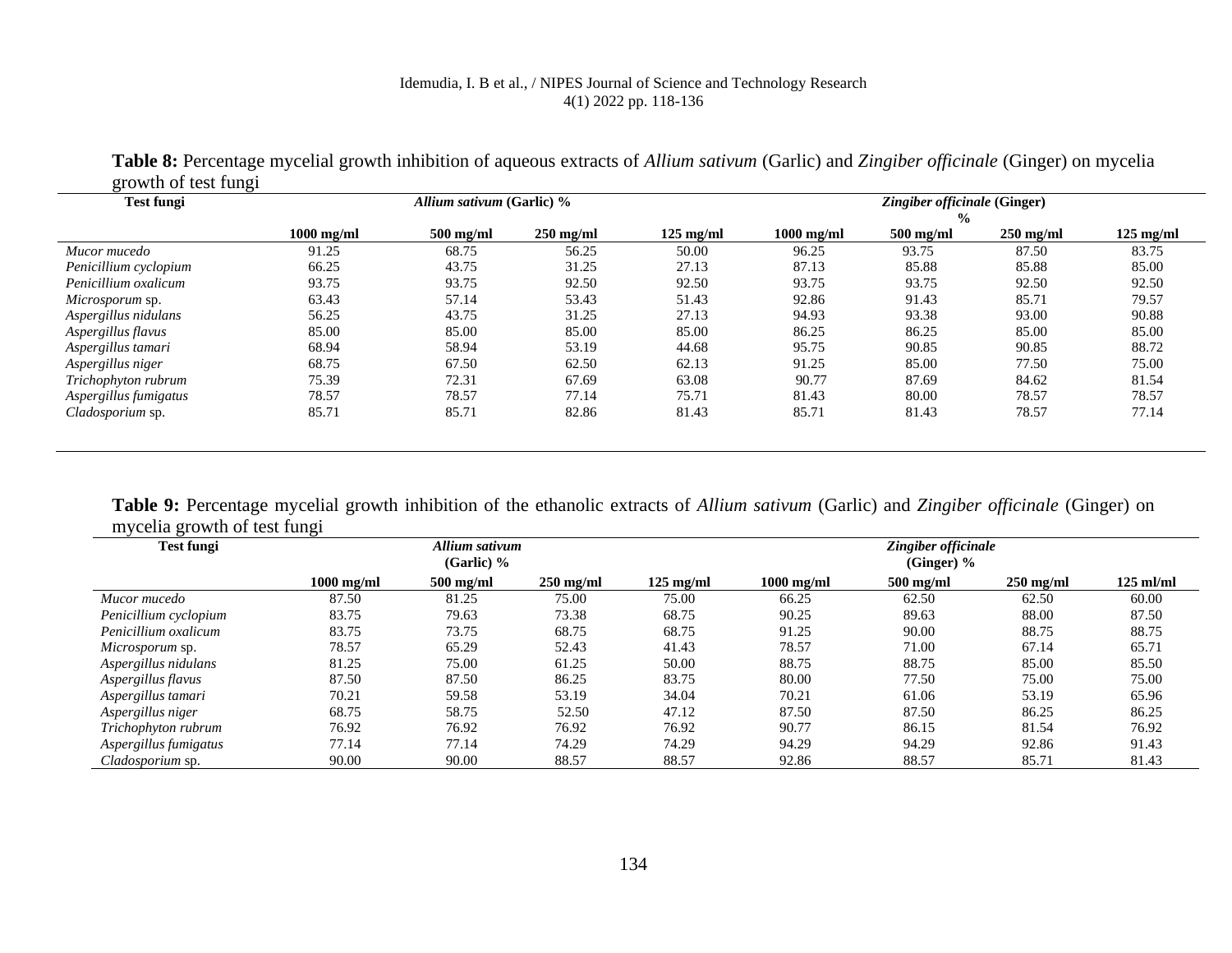**Table 8:** Percentage mycelial growth inhibition of aqueous extracts of *Allium sativum* (Garlic) and *Zingiber officinale* (Ginger) on mycelia growth of test fungi

| Test fungi | *Allium sativum* (Garlic) % | | | | *Zingiber officinale* (Ginger) % | | | |
|---|---|---|---|---|---|---|---|---|
| | 1000 mg/ml | 500 mg/ml | 250 mg/ml | 125 mg/ml | 1000 mg/ml | 500 mg/ml | 250 mg/ml | 125 mg/ml |
| *Mucor mucedo* | 91.25 | 68.75 | 56.25 | 50.00 | 96.25 | 93.75 | 87.50 | 83.75 |
| *Penicillium cyclopium* | 66.25 | 43.75 | 31.25 | 27.13 | 87.13 | 85.88 | 85.88 | 85.00 |
| *Penicillium oxalicum* | 93.75 | 93.75 | 92.50 | 92.50 | 93.75 | 93.75 | 92.50 | 92.50 |
| *Microsporum* sp. | 63.43 | 57.14 | 53.43 | 51.43 | 92.86 | 91.43 | 85.71 | 79.57 |
| *Aspergillus nidulans* | 56.25 | 43.75 | 31.25 | 27.13 | 94.93 | 93.38 | 93.00 | 90.88 |
| *Aspergillus flavus* | 85.00 | 85.00 | 85.00 | 85.00 | 86.25 | 86.25 | 85.00 | 85.00 |
| *Aspergillus tamari* | 68.94 | 58.94 | 53.19 | 44.68 | 95.75 | 90.85 | 90.85 | 88.72 |
| *Aspergillus niger* | 68.75 | 67.50 | 62.50 | 62.13 | 91.25 | 85.00 | 77.50 | 75.00 |
| *Trichophyton rubrum* | 75.39 | 72.31 | 67.69 | 63.08 | 90.77 | 87.69 | 84.62 | 81.54 |
| *Aspergillus fumigatus* | 78.57 | 78.57 | 77.14 | 75.71 | 81.43 | 80.00 | 78.57 | 78.57 |
| *Cladosporium* sp. | 85.71 | 85.71 | 82.86 | 81.43 | 85.71 | 81.43 | 78.57 | 77.14 |

**Table 9:** Percentage mycelial growth inhibition of the ethanolic extracts of *Allium sativum* (Garlic) and *Zingiber officinale* (Ginger) on mycelia growth of test fungi

| Test fungi | *Allium sativum* (Garlic) % | | | | *Zingiber officinale* (Ginger) % | | | |
|---|---|---|---|---|---|---|---|---|
| | 1000 mg/ml | 500 mg/ml | 250 mg/ml | 125 mg/ml | 1000 mg/ml | 500 mg/ml | 250 mg/ml | 125 ml/ml |
| *Mucor mucedo* | 87.50 | 81.25 | 75.00 | 75.00 | 66.25 | 62.50 | 62.50 | 60.00 |
| *Penicillium cyclopium* | 83.75 | 79.63 | 73.38 | 68.75 | 90.25 | 89.63 | 88.00 | 87.50 |
| *Penicillium oxalicum* | 83.75 | 73.75 | 68.75 | 68.75 | 91.25 | 90.00 | 88.75 | 88.75 |
| *Microsporum* sp. | 78.57 | 65.29 | 52.43 | 41.43 | 78.57 | 71.00 | 67.14 | 65.71 |
| *Aspergillus nidulans* | 81.25 | 75.00 | 61.25 | 50.00 | 88.75 | 88.75 | 85.00 | 85.50 |
| *Aspergillus flavus* | 87.50 | 87.50 | 86.25 | 83.75 | 80.00 | 77.50 | 75.00 | 75.00 |
| *Aspergillus tamari* | 70.21 | 59.58 | 53.19 | 34.04 | 70.21 | 61.06 | 53.19 | 65.96 |
| *Aspergillus niger* | 68.75 | 58.75 | 52.50 | 47.12 | 87.50 | 87.50 | 86.25 | 86.25 |
| *Trichophyton rubrum* | 76.92 | 76.92 | 76.92 | 76.92 | 90.77 | 86.15 | 81.54 | 76.92 |
| *Aspergillus fumigatus* | 77.14 | 77.14 | 74.29 | 74.29 | 94.29 | 94.29 | 92.86 | 91.43 |
| *Cladosporium* sp. | 90.00 | 90.00 | 88.57 | 88.57 | 92.86 | 88.57 | 85.71 | 81.43 |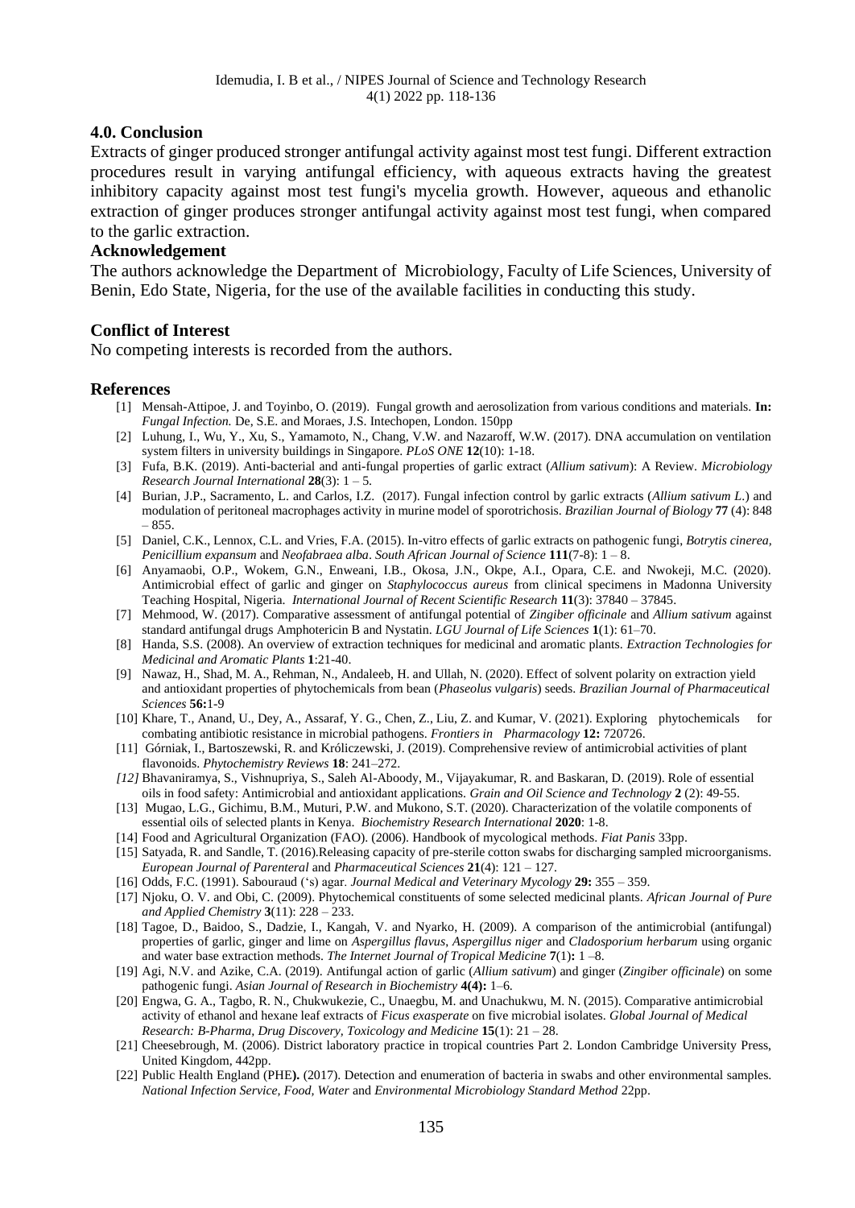## 4.0. Conclusion

Extracts of ginger produced stronger antifungal activity against most test fungi. Different extraction procedures result in varying antifungal efficiency, with aqueous extracts having the greatest inhibitory capacity against most test fungi's mycelia growth. However, aqueous and ethanolic extraction of ginger produces stronger antifungal activity against most test fungi, when compared to the garlic extraction.

## Acknowledgement

The authors acknowledge the Department of Microbiology, Faculty of Life Sciences, University of Benin, Edo State, Nigeria, for the use of the available facilities in conducting this study.

## Conflict of Interest

No competing interests is recorded from the authors.

## References

[1] Mensah-Attipoe, J. and Toyinbo, O. (2019). Fungal growth and aerosolization from various conditions and materials. **In:** *Fungal Infection.* De, S.E. and Moraes, J.S. Intechopen, London. 150pp

[2] Luhung, I., Wu, Y., Xu, S., Yamamoto, N., Chang, V.W. and Nazaroff, W.W. (2017). DNA accumulation on ventilation system filters in university buildings in Singapore. *PLoS ONE* **12**(10): 1-18.

[3] Fufa, B.K. (2019). Anti-bacterial and anti-fungal properties of garlic extract (*Allium sativum*): A Review. *Microbiology Research Journal International* **28**(3): 1 – 5.

[4] Burian, J.P., Sacramento, L. and Carlos, I.Z. (2017). Fungal infection control by garlic extracts (*Allium sativum L.*) and modulation of peritoneal macrophages activity in murine model of sporotrichosis. *Brazilian Journal of Biology* **77** (4): 848 – 855.

[5] Daniel, C.K., Lennox, C.L. and Vries, F.A. (2015). In-vitro effects of garlic extracts on pathogenic fungi, *Botrytis cinerea, Penicillium expansum* and *Neofabraea alba*. *South African Journal of Science* **111**(7-8): 1 – 8.

[6] Anyamaobi, O.P., Wokem, G.N., Enweani, I.B., Okosa, J.N., Okpe, A.I., Opara, C.E. and Nwokeji, M.C. (2020). Antimicrobial effect of garlic and ginger on *Staphylococcus aureus* from clinical specimens in Madonna University Teaching Hospital, Nigeria. *International Journal of Recent Scientific Research* **11**(3): 37840 – 37845.

[7] Mehmood, W. (2017). Comparative assessment of antifungal potential of *Zingiber officinale* and *Allium sativum* against standard antifungal drugs Amphotericin B and Nystatin. *LGU Journal of Life Sciences* **1**(1): 61–70.

[8] Handa, S.S. (2008). An overview of extraction techniques for medicinal and aromatic plants. *Extraction Technologies for Medicinal and Aromatic Plants* **1**:21-40.

[9] Nawaz, H., Shad, M. A., Rehman, N., Andaleeb, H. and Ullah, N. (2020). Effect of solvent polarity on extraction yield and antioxidant properties of phytochemicals from bean (*Phaseolus vulgaris*) seeds. *Brazilian Journal of Pharmaceutical Sciences* **56:**1-9

[10] Khare, T., Anand, U., Dey, A., Assaraf, Y. G., Chen, Z., Liu, Z. and Kumar, V. (2021). Exploring phytochemicals for combating antibiotic resistance in microbial pathogens. *Frontiers in Pharmacology* **12:** 720726.

[11] Górniak, I., Bartoszewski, R. and Króliczewski, J. (2019). Comprehensive review of antimicrobial activities of plant flavonoids. *Phytochemistry Reviews* **18**: 241–272.

[12] Bhavaniramya, S., Vishnupriya, S., Saleh Al-Aboody, M., Vijayakumar, R. and Baskaran, D. (2019). Role of essential oils in food safety: Antimicrobial and antioxidant applications. *Grain and Oil Science and Technology* **2** (2): 49-55.

[13] Mugao, L.G., Gichimu, B.M., Muturi, P.W. and Mukono, S.T. (2020). Characterization of the volatile components of essential oils of selected plants in Kenya. *Biochemistry Research International* **2020**: 1-8.

[14] Food and Agricultural Organization (FAO). (2006). Handbook of mycological methods. *Fiat Panis* 33pp.

[15] Satyada, R. and Sandle, T. (2016).Releasing capacity of pre-sterile cotton swabs for discharging sampled microorganisms. *European Journal of Parenteral* and *Pharmaceutical Sciences* **21**(4): 121 – 127.

[16] Odds, F.C. (1991). Sabouraud ('s) agar. *Journal Medical and Veterinary Mycology* **29:** 355 – 359.

[17] Njoku, O. V. and Obi, C. (2009). Phytochemical constituents of some selected medicinal plants. *African Journal of Pure and Applied Chemistry* **3**(11): 228 – 233.

[18] Tagoe, D., Baidoo, S., Dadzie, I., Kangah, V. and Nyarko, H. (2009). A comparison of the antimicrobial (antifungal) properties of garlic, ginger and lime on *Aspergillus flavus*, *Aspergillus niger* and *Cladosporium herbarum* using organic and water base extraction methods. *The Internet Journal of Tropical Medicine* **7**(1)**:** 1 –8.

[19] Agi, N.V. and Azike, C.A. (2019). Antifungal action of garlic (*Allium sativum*) and ginger (*Zingiber officinale*) on some pathogenic fungi. *Asian Journal of Research in Biochemistry* **4(4):** 1–6.

[20] Engwa, G. A., Tagbo, R. N., Chukwukezie, C., Unaegbu, M. and Unachukwu, M. N. (2015). Comparative antimicrobial activity of ethanol and hexane leaf extracts of *Ficus exasperate* on five microbial isolates. *Global Journal of Medical Research: B-Pharma, Drug Discovery, Toxicology and Medicine* **15**(1): 21 – 28.

[21] Cheesebrough, M. (2006). District laboratory practice in tropical countries Part 2. London Cambridge University Press, United Kingdom, 442pp.

[22] Public Health England (PHE**).** (2017). Detection and enumeration of bacteria in swabs and other environmental samples. *National Infection Service, Food, Water* and *Environmental Microbiology Standard Method* 22pp.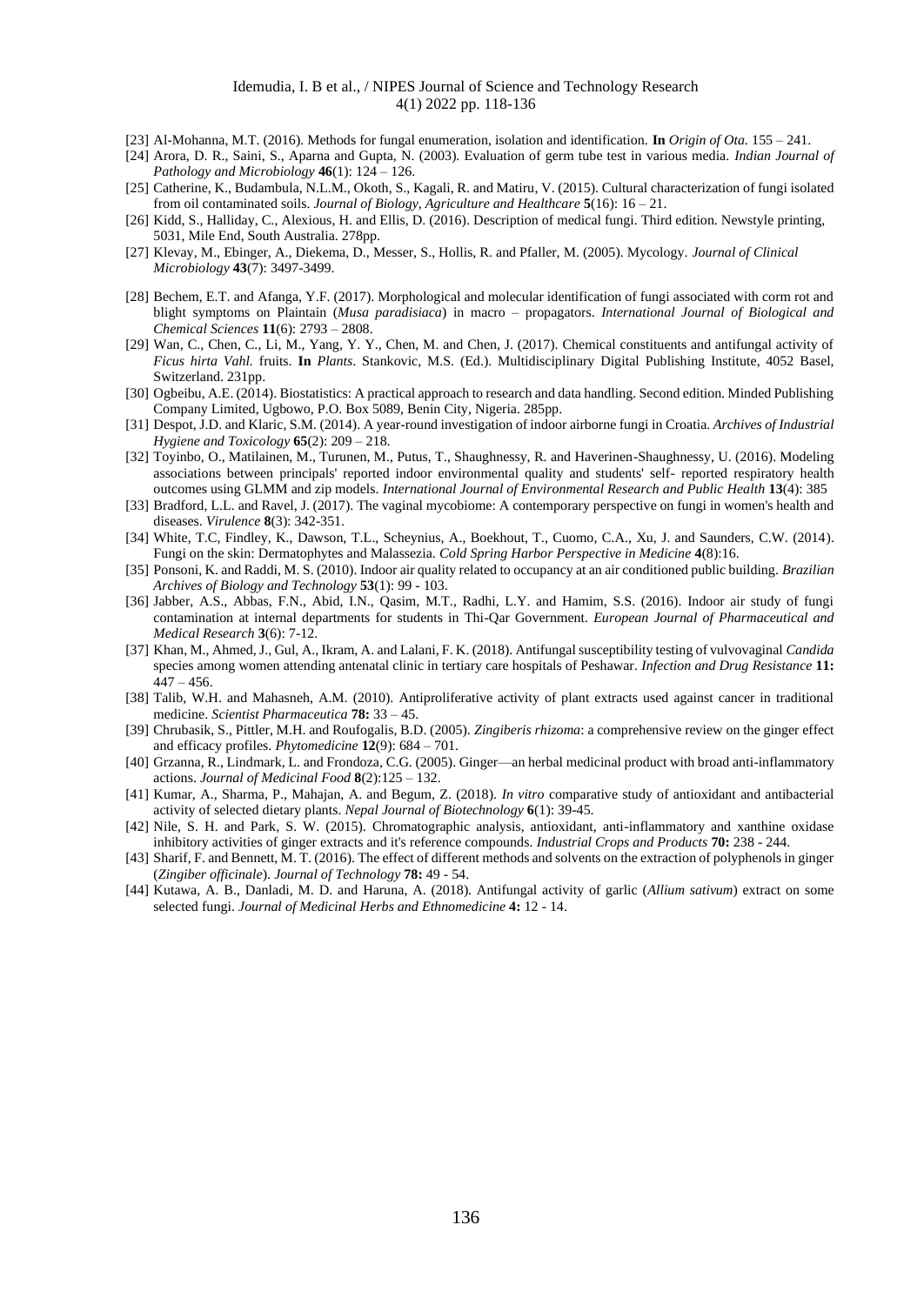[23] Al-Mohanna, M.T. (2016). Methods for fungal enumeration, isolation and identification. **In** *Origin of Ota.* 155 – 241.

[24] Arora, D. R., Saini, S., Aparna and Gupta, N. (2003). Evaluation of germ tube test in various media. *Indian Journal of Pathology and Microbiology* **46**(1): 124 – 126.

[25] Catherine, K., Budambula, N.L.M., Okoth, S., Kagali, R. and Matiru, V. (2015). Cultural characterization of fungi isolated from oil contaminated soils. *Journal of Biology, Agriculture and Healthcare* **5**(16): 16 – 21.

[26] Kidd, S., Halliday, C., Alexious, H. and Ellis, D. (2016). Description of medical fungi. Third edition. Newstyle printing, 5031, Mile End, South Australia. 278pp.

[27] Klevay, M., Ebinger, A., Diekema, D., Messer, S., Hollis, R. and Pfaller, M. (2005). Mycology. *Journal of Clinical Microbiology* **43**(7): 3497-3499.

[28] Bechem, E.T. and Afanga, Y.F. (2017). Morphological and molecular identification of fungi associated with corm rot and blight symptoms on Plaintain (*Musa paradisiaca*) in macro – propagators. *International Journal of Biological and Chemical Sciences* **11**(6): 2793 – 2808.

[29] Wan, C., Chen, C., Li, M., Yang, Y. Y., Chen, M. and Chen, J. (2017). Chemical constituents and antifungal activity of *Ficus hirta Vahl.* fruits. **In** *Plants*. Stankovic, M.S. (Ed.). Multidisciplinary Digital Publishing Institute, 4052 Basel, Switzerland. 231pp.

[30] Ogbeibu, A.E. (2014). Biostatistics: A practical approach to research and data handling. Second edition. Minded Publishing Company Limited, Ugbowo, P.O. Box 5089, Benin City, Nigeria. 285pp.

[31] Despot, J.D. and Klaric, S.M. (2014). A year-round investigation of indoor airborne fungi in Croatia. *Archives of Industrial Hygiene and Toxicology* **65**(2): 209 – 218.

[32] Toyinbo, O., Matilainen, M., Turunen, M., Putus, T., Shaughnessy, R. and Haverinen-Shaughnessy, U. (2016). Modeling associations between principals' reported indoor environmental quality and students' self- reported respiratory health outcomes using GLMM and zip models. *International Journal of Environmental Research and Public Health* **13**(4): 385

[33] Bradford, L.L. and Ravel, J. (2017). The vaginal mycobiome: A contemporary perspective on fungi in women's health and diseases. *Virulence* **8**(3): 342-351.

[34] White, T.C, Findley, K., Dawson, T.L., Scheynius, A., Boekhout, T., Cuomo, C.A., Xu, J. and Saunders, C.W. (2014). Fungi on the skin: Dermatophytes and Malassezia. *Cold Spring Harbor Perspective in Medicine* **4**(8):16.

[35] Ponsoni, K. and Raddi, M. S. (2010). Indoor air quality related to occupancy at an air conditioned public building. *Brazilian Archives of Biology and Technology* **53**(1): 99 - 103.

[36] Jabber, A.S., Abbas, F.N., Abid, I.N., Qasim, M.T., Radhi, L.Y. and Hamim, S.S. (2016). Indoor air study of fungi contamination at internal departments for students in Thi-Qar Government. *European Journal of Pharmaceutical and Medical Research* **3**(6): 7-12.

[37] Khan, M., Ahmed, J., Gul, A., Ikram, A. and Lalani, F. K. (2018). Antifungal susceptibility testing of vulvovaginal *Candida* species among women attending antenatal clinic in tertiary care hospitals of Peshawar. *Infection and Drug Resistance* **11:** 447 – 456.

[38] Talib, W.H. and Mahasneh, A.M. (2010). Antiproliferative activity of plant extracts used against cancer in traditional medicine. *Scientist Pharmaceutica* **78:** 33 – 45.

[39] Chrubasik, S., Pittler, M.H. and Roufogalis, B.D. (2005). *Zingiberis rhizoma*: a comprehensive review on the ginger effect and efficacy profiles. *Phytomedicine* **12**(9): 684 – 701.

[40] Grzanna, R., Lindmark, L. and Frondoza, C.G. (2005). Ginger—an herbal medicinal product with broad anti-inflammatory actions. *Journal of Medicinal Food* **8**(2):125 – 132.

[41] Kumar, A., Sharma, P., Mahajan, A. and Begum, Z. (2018). *In vitro* comparative study of antioxidant and antibacterial activity of selected dietary plants. *Nepal Journal of Biotechnology* **6**(1): 39-45.

[42] Nile, S. H. and Park, S. W. (2015). Chromatographic analysis, antioxidant, anti-inflammatory and xanthine oxidase inhibitory activities of ginger extracts and it's reference compounds. *Industrial Crops and Products* **70:** 238 - 244.

[43] Sharif, F. and Bennett, M. T. (2016). The effect of different methods and solvents on the extraction of polyphenols in ginger (*Zingiber officinale*). *Journal of Technology* **78:** 49 - 54.

[44] Kutawa, A. B., Danladi, M. D. and Haruna, A. (2018). Antifungal activity of garlic (*Allium sativum*) extract on some selected fungi. *Journal of Medicinal Herbs and Ethnomedicine* **4:** 12 - 14.